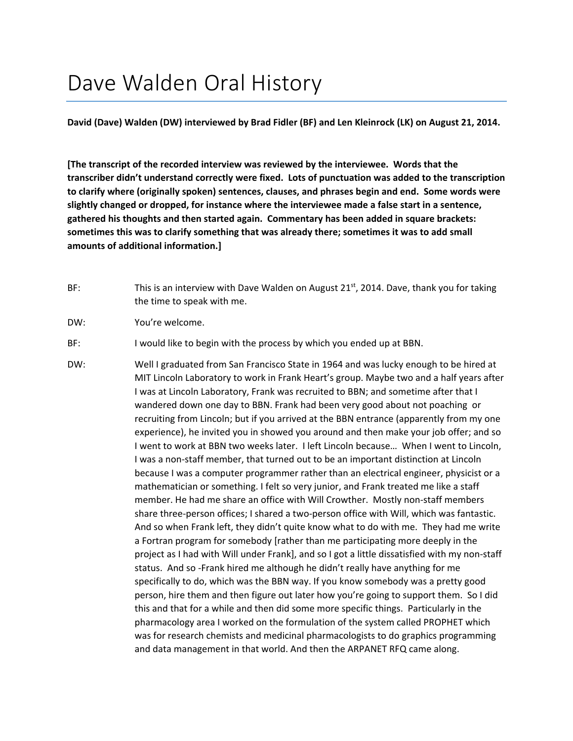# Dave Walden Oral History

**David (Dave) Walden (DW) interviewed by Brad Fidler (BF) and Len Kleinrock (LK) on August 21, 2014.**

**[The transcript of the recorded interview was reviewed by the interviewee. Words that the transcriber didn't understand correctly were fixed. Lots of punctuation was added to the transcription to clarify where (originally spoken) sentences, clauses, and phrases begin and end. Some words were slightly changed or dropped, for instance where the interviewee made a false start in a sentence, gathered his thoughts and then started again. Commentary has been added in square brackets: sometimes this was to clarify something that was already there; sometimes it was to add small amounts of additional information.]**

BF: This is an interview with Dave Walden on August 21st, 2014. Dave, thank you for taking the time to speak with me.

DW: You're welcome.

BF: I would like to begin with the process by which you ended up at BBN.

DW: Well I graduated from San Francisco State in 1964 and was lucky enough to be hired at MIT Lincoln Laboratory to work in Frank Heart's group. Maybe two and a half years after I was at Lincoln Laboratory, Frank was recruited to BBN; and sometime after that I wandered down one day to BBN. Frank had been very good about not poaching or recruiting from Lincoln; but if you arrived at the BBN entrance (apparently from my one experience), he invited you in showed you around and then make your job offer; and so I went to work at BBN two weeks later. I left Lincoln because… When I went to Lincoln, I was a non-staff member, that turned out to be an important distinction at Lincoln because I was a computer programmer rather than an electrical engineer, physicist or a mathematician or something. I felt so very junior, and Frank treated me like a staff member. He had me share an office with Will Crowther. Mostly non-staff members share three-person offices; I shared a two-person office with Will, which was fantastic. And so when Frank left, they didn't quite know what to do with me. They had me write a Fortran program for somebody [rather than me participating more deeply in the project as I had with Will under Frank], and so I got a little dissatisfied with my non-staff status. And so -Frank hired me although he didn't really have anything for me specifically to do, which was the BBN way. If you know somebody was a pretty good person, hire them and then figure out later how you're going to support them. So I did this and that for a while and then did some more specific things. Particularly in the pharmacology area I worked on the formulation of the system called PROPHET which was for research chemists and medicinal pharmacologists to do graphics programming and data management in that world. And then the ARPANET RFQ came along.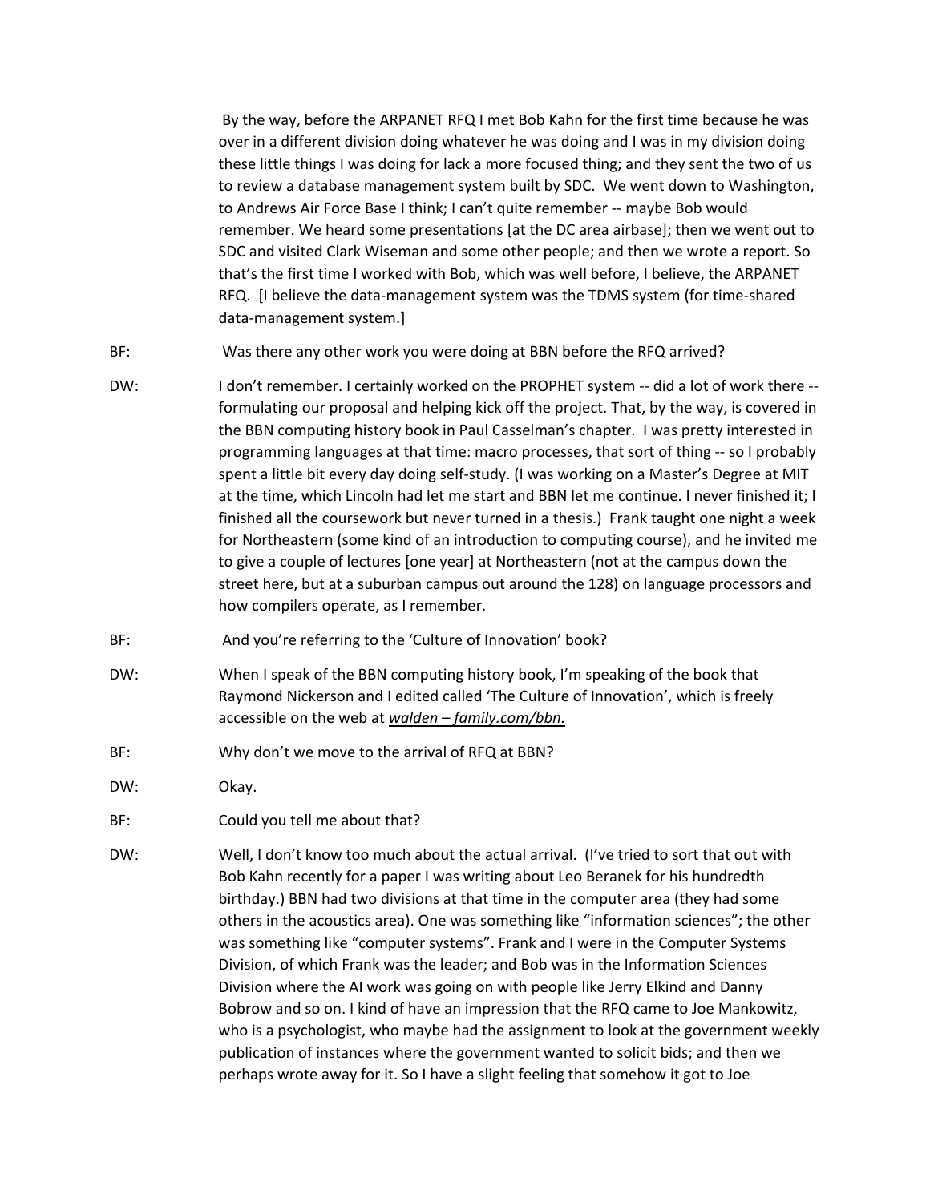By the way, before the ARPANET RFQ I met Bob Kahn for the first time because he was over in a different division doing whatever he was doing and I was in my division doing these little things I was doing for lack a more focused thing; and they sent the two of us to review a database management system built by SDC. We went down to Washington, to Andrews Air Force Base I think; I can't quite remember -- maybe Bob would remember. We heard some presentations [at the DC area airbase]; then we went out to SDC and visited Clark Wiseman and some other people; and then we wrote a report. So that's the first time I worked with Bob, which was well before, I believe, the ARPANET RFQ. [I believe the data-management system was the TDMS system (for time-shared data-management system.]

BF: Was there any other work you were doing at BBN before the RFQ arrived?

DW: I don't remember. I certainly worked on the PROPHET system -- did a lot of work there -- formulating our proposal and helping kick off the project. That, by the way, is covered in the BBN computing history book in Paul Casselman's chapter. I was pretty interested in programming languages at that time: macro processes, that sort of thing -- so I probably spent a little bit every day doing self-study. (I was working on a Master's Degree at MIT at the time, which Lincoln had let me start and BBN let me continue. I never finished it; I finished all the coursework but never turned in a thesis.) Frank taught one night a week for Northeastern (some kind of an introduction to computing course), and he invited me to give a couple of lectures [one year] at Northeastern (not at the campus down the street here, but at a suburban campus out around the 128) on language processors and how compilers operate, as I remember.

BF: And you're referring to the 'Culture of Innovation' book?

DW: When I speak of the BBN computing history book, I'm speaking of the book that Raymond Nickerson and I edited called 'The Culture of Innovation', which is freely accessible on the web at *walden – family.com/bbn.*

BF: Why don't we move to the arrival of RFQ at BBN?

DW: Okay.

BF: Could you tell me about that?

DW: Well, I don't know too much about the actual arrival. (I've tried to sort that out with Bob Kahn recently for a paper I was writing about Leo Beranek for his hundredth birthday.) BBN had two divisions at that time in the computer area (they had some others in the acoustics area). One was something like "information sciences"; the other was something like "computer systems". Frank and I were in the Computer Systems Division, of which Frank was the leader; and Bob was in the Information Sciences Division where the AI work was going on with people like Jerry Elkind and Danny Bobrow and so on. I kind of have an impression that the RFQ came to Joe Mankowitz, who is a psychologist, who maybe had the assignment to look at the government weekly publication of instances where the government wanted to solicit bids; and then we perhaps wrote away for it. So I have a slight feeling that somehow it got to Joe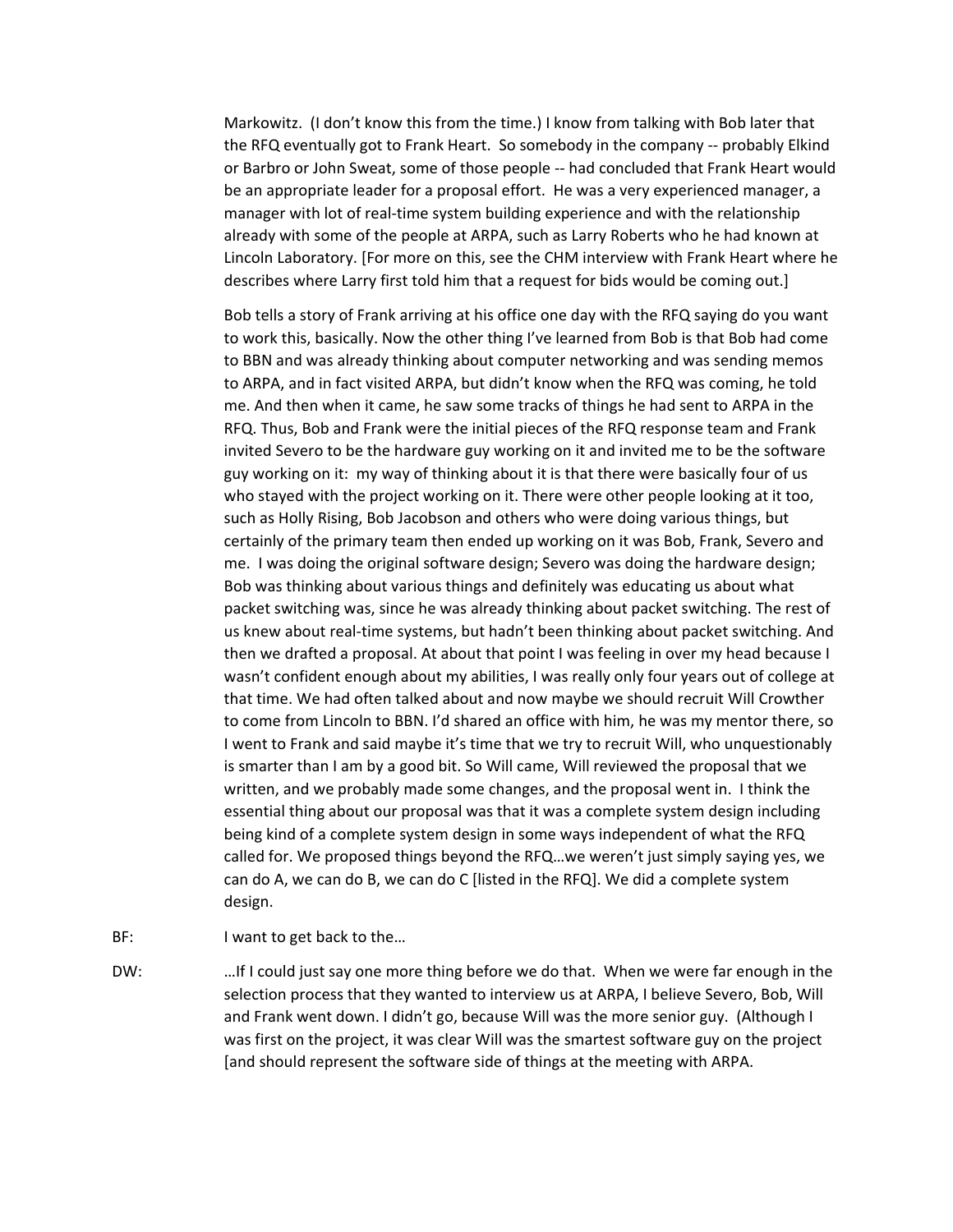Markowitz. (I don't know this from the time.) I know from talking with Bob later that the RFQ eventually got to Frank Heart. So somebody in the company -- probably Elkind or Barbro or John Sweat, some of those people -- had concluded that Frank Heart would be an appropriate leader for a proposal effort. He was a very experienced manager, a manager with lot of real-time system building experience and with the relationship already with some of the people at ARPA, such as Larry Roberts who he had known at Lincoln Laboratory. [For more on this, see the CHM interview with Frank Heart where he describes where Larry first told him that a request for bids would be coming out.]

Bob tells a story of Frank arriving at his office one day with the RFQ saying do you want to work this, basically. Now the other thing I've learned from Bob is that Bob had come to BBN and was already thinking about computer networking and was sending memos to ARPA, and in fact visited ARPA, but didn't know when the RFQ was coming, he told me. And then when it came, he saw some tracks of things he had sent to ARPA in the RFQ. Thus, Bob and Frank were the initial pieces of the RFQ response team and Frank invited Severo to be the hardware guy working on it and invited me to be the software guy working on it: my way of thinking about it is that there were basically four of us who stayed with the project working on it. There were other people looking at it too, such as Holly Rising, Bob Jacobson and others who were doing various things, but certainly of the primary team then ended up working on it was Bob, Frank, Severo and me. I was doing the original software design; Severo was doing the hardware design; Bob was thinking about various things and definitely was educating us about what packet switching was, since he was already thinking about packet switching. The rest of us knew about real-time systems, but hadn't been thinking about packet switching. And then we drafted a proposal. At about that point I was feeling in over my head because I wasn't confident enough about my abilities, I was really only four years out of college at that time. We had often talked about and now maybe we should recruit Will Crowther to come from Lincoln to BBN. I'd shared an office with him, he was my mentor there, so I went to Frank and said maybe it's time that we try to recruit Will, who unquestionably is smarter than I am by a good bit. So Will came, Will reviewed the proposal that we written, and we probably made some changes, and the proposal went in. I think the essential thing about our proposal was that it was a complete system design including being kind of a complete system design in some ways independent of what the RFQ called for. We proposed things beyond the RFQ…we weren't just simply saying yes, we can do A, we can do B, we can do C [listed in the RFQ]. We did a complete system design.

BF: I want to get back to the…

DW: …If I could just say one more thing before we do that. When we were far enough in the selection process that they wanted to interview us at ARPA, I believe Severo, Bob, Will and Frank went down. I didn't go, because Will was the more senior guy. (Although I was first on the project, it was clear Will was the smartest software guy on the project [and should represent the software side of things at the meeting with ARPA.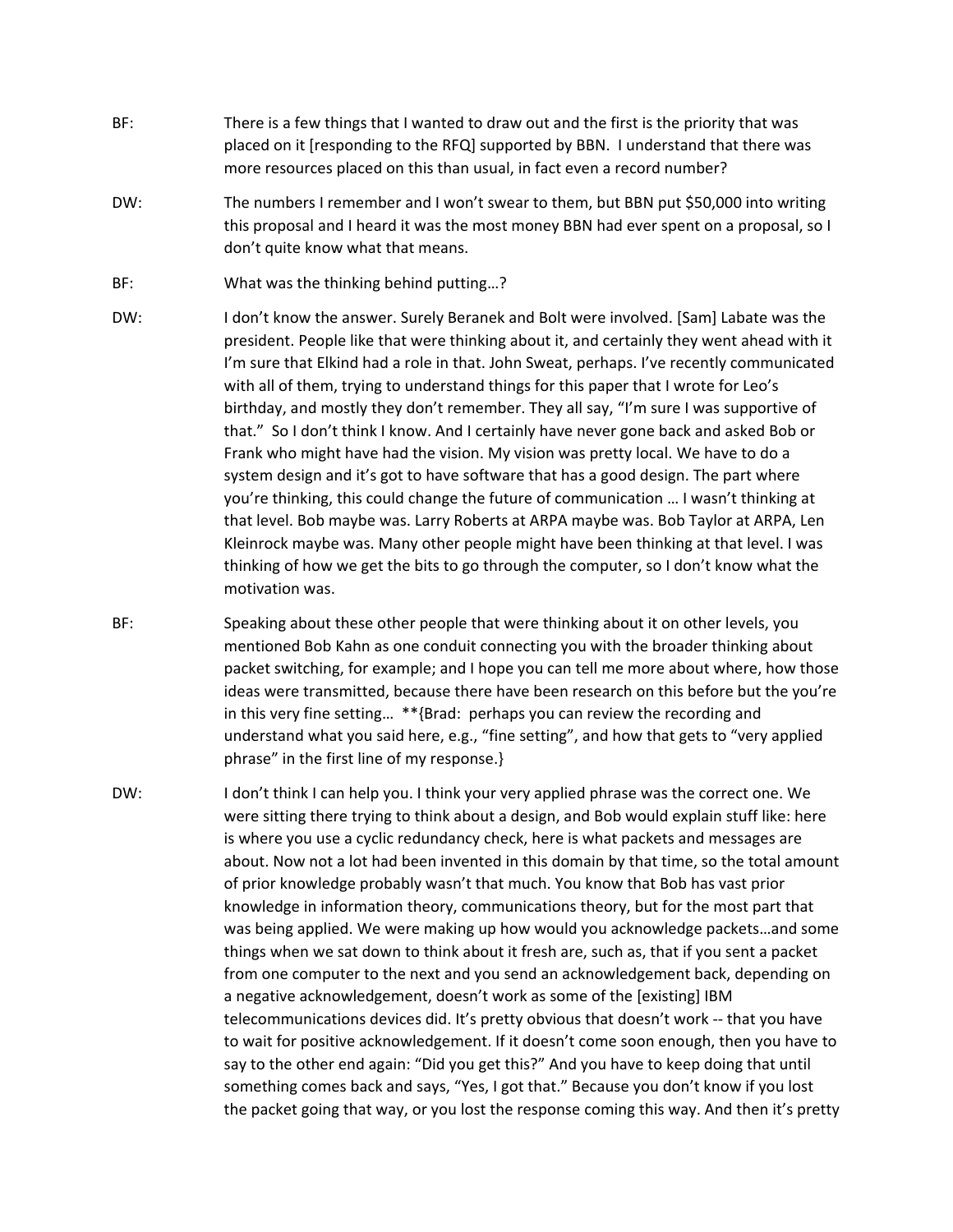BF: There is a few things that I wanted to draw out and the first is the priority that was placed on it [responding to the RFQ] supported by BBN. I understand that there was more resources placed on this than usual, in fact even a record number?

DW: The numbers I remember and I won't swear to them, but BBN put $50,000 into writing this proposal and I heard it was the most money BBN had ever spent on a proposal, so I don't quite know what that means.

BF: What was the thinking behind putting…?

DW: I don't know the answer. Surely Beranek and Bolt were involved. [Sam] Labate was the president. People like that were thinking about it, and certainly they went ahead with it I'm sure that Elkind had a role in that. John Sweat, perhaps. I've recently communicated with all of them, trying to understand things for this paper that I wrote for Leo's birthday, and mostly they don't remember. They all say, "I'm sure I was supportive of that." So I don't think I know. And I certainly have never gone back and asked Bob or Frank who might have had the vision. My vision was pretty local. We have to do a system design and it's got to have software that has a good design. The part where you're thinking, this could change the future of communication … I wasn't thinking at that level. Bob maybe was. Larry Roberts at ARPA maybe was. Bob Taylor at ARPA, Len Kleinrock maybe was. Many other people might have been thinking at that level. I was thinking of how we get the bits to go through the computer, so I don't know what the motivation was.

BF: Speaking about these other people that were thinking about it on other levels, you mentioned Bob Kahn as one conduit connecting you with the broader thinking about packet switching, for example; and I hope you can tell me more about where, how those ideas were transmitted, because there have been research on this before but the you're in this very fine setting… **{Brad: perhaps you can review the recording and understand what you said here, e.g., "fine setting", and how that gets to "very applied phrase" in the first line of my response.}

DW: I don't think I can help you. I think your very applied phrase was the correct one. We were sitting there trying to think about a design, and Bob would explain stuff like: here is where you use a cyclic redundancy check, here is what packets and messages are about. Now not a lot had been invented in this domain by that time, so the total amount of prior knowledge probably wasn't that much. You know that Bob has vast prior knowledge in information theory, communications theory, but for the most part that was being applied. We were making up how would you acknowledge packets…and some things when we sat down to think about it fresh are, such as, that if you sent a packet from one computer to the next and you send an acknowledgement back, depending on a negative acknowledgement, doesn't work as some of the [existing] IBM telecommunications devices did. It's pretty obvious that doesn't work -- that you have to wait for positive acknowledgement. If it doesn't come soon enough, then you have to say to the other end again: "Did you get this?" And you have to keep doing that until something comes back and says, "Yes, I got that." Because you don't know if you lost the packet going that way, or you lost the response coming this way. And then it's pretty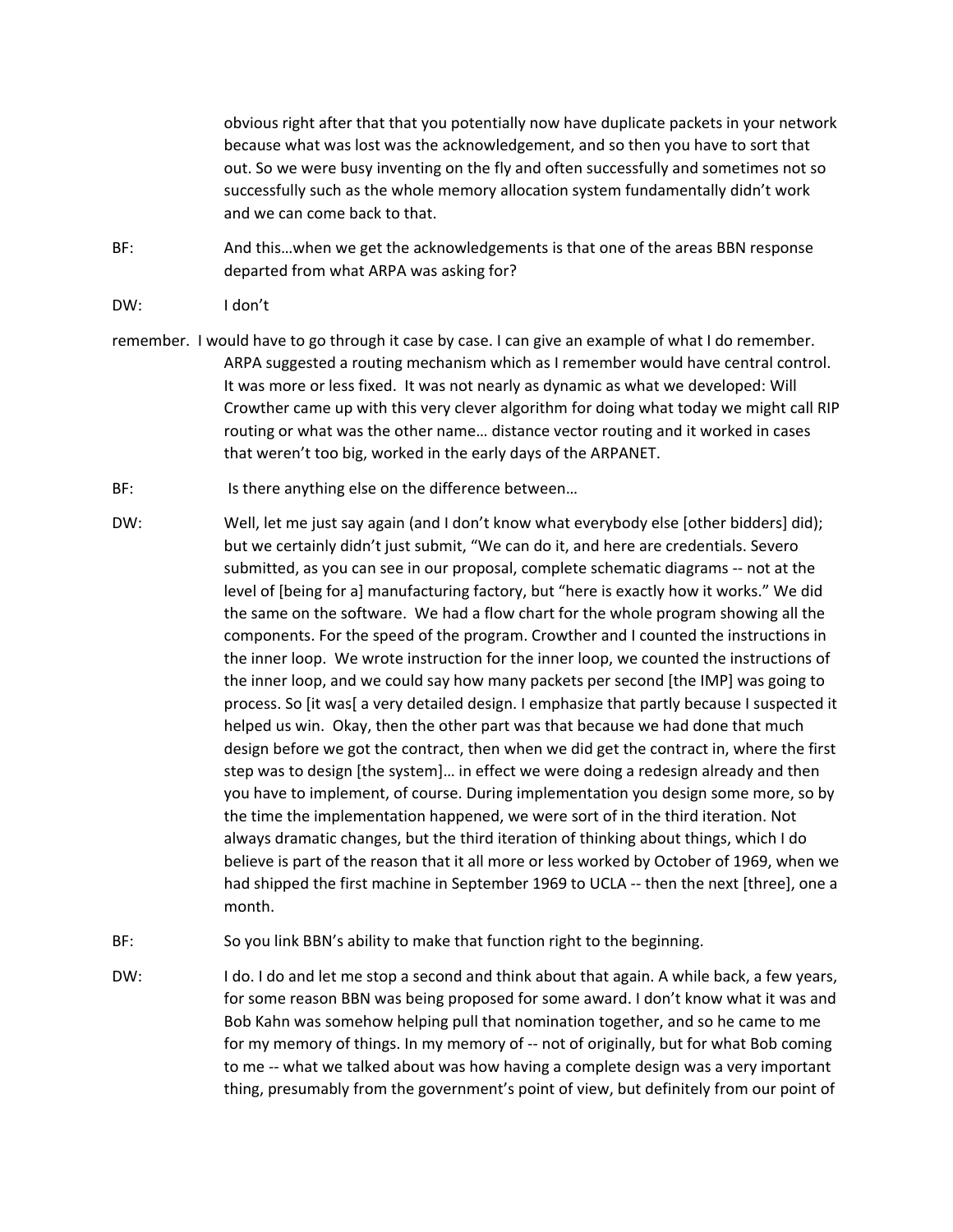obvious right after that that you potentially now have duplicate packets in your network because what was lost was the acknowledgement, and so then you have to sort that out. So we were busy inventing on the fly and often successfully and sometimes not so successfully such as the whole memory allocation system fundamentally didn't work and we can come back to that.

BF: And this…when we get the acknowledgements is that one of the areas BBN response departed from what ARPA was asking for?

DW: I don't remember. I would have to go through it case by case. I can give an example of what I do remember. ARPA suggested a routing mechanism which as I remember would have central control. It was more or less fixed. It was not nearly as dynamic as what we developed: Will Crowther came up with this very clever algorithm for doing what today we might call RIP routing or what was the other name… distance vector routing and it worked in cases that weren't too big, worked in the early days of the ARPANET.

BF: Is there anything else on the difference between…

DW: Well, let me just say again (and I don't know what everybody else [other bidders] did); but we certainly didn't just submit, "We can do it, and here are credentials. Severo submitted, as you can see in our proposal, complete schematic diagrams -- not at the level of [being for a] manufacturing factory, but "here is exactly how it works." We did the same on the software. We had a flow chart for the whole program showing all the components. For the speed of the program. Crowther and I counted the instructions in the inner loop. We wrote instruction for the inner loop, we counted the instructions of the inner loop, and we could say how many packets per second [the IMP] was going to process. So [it was[ a very detailed design. I emphasize that partly because I suspected it helped us win. Okay, then the other part was that because we had done that much design before we got the contract, then when we did get the contract in, where the first step was to design [the system]… in effect we were doing a redesign already and then you have to implement, of course. During implementation you design some more, so by the time the implementation happened, we were sort of in the third iteration. Not always dramatic changes, but the third iteration of thinking about things, which I do believe is part of the reason that it all more or less worked by October of 1969, when we had shipped the first machine in September 1969 to UCLA -- then the next [three], one a month.

BF: So you link BBN's ability to make that function right to the beginning.

DW: I do. I do and let me stop a second and think about that again. A while back, a few years, for some reason BBN was being proposed for some award. I don't know what it was and Bob Kahn was somehow helping pull that nomination together, and so he came to me for my memory of things. In my memory of -- not of originally, but for what Bob coming to me -- what we talked about was how having a complete design was a very important thing, presumably from the government's point of view, but definitely from our point of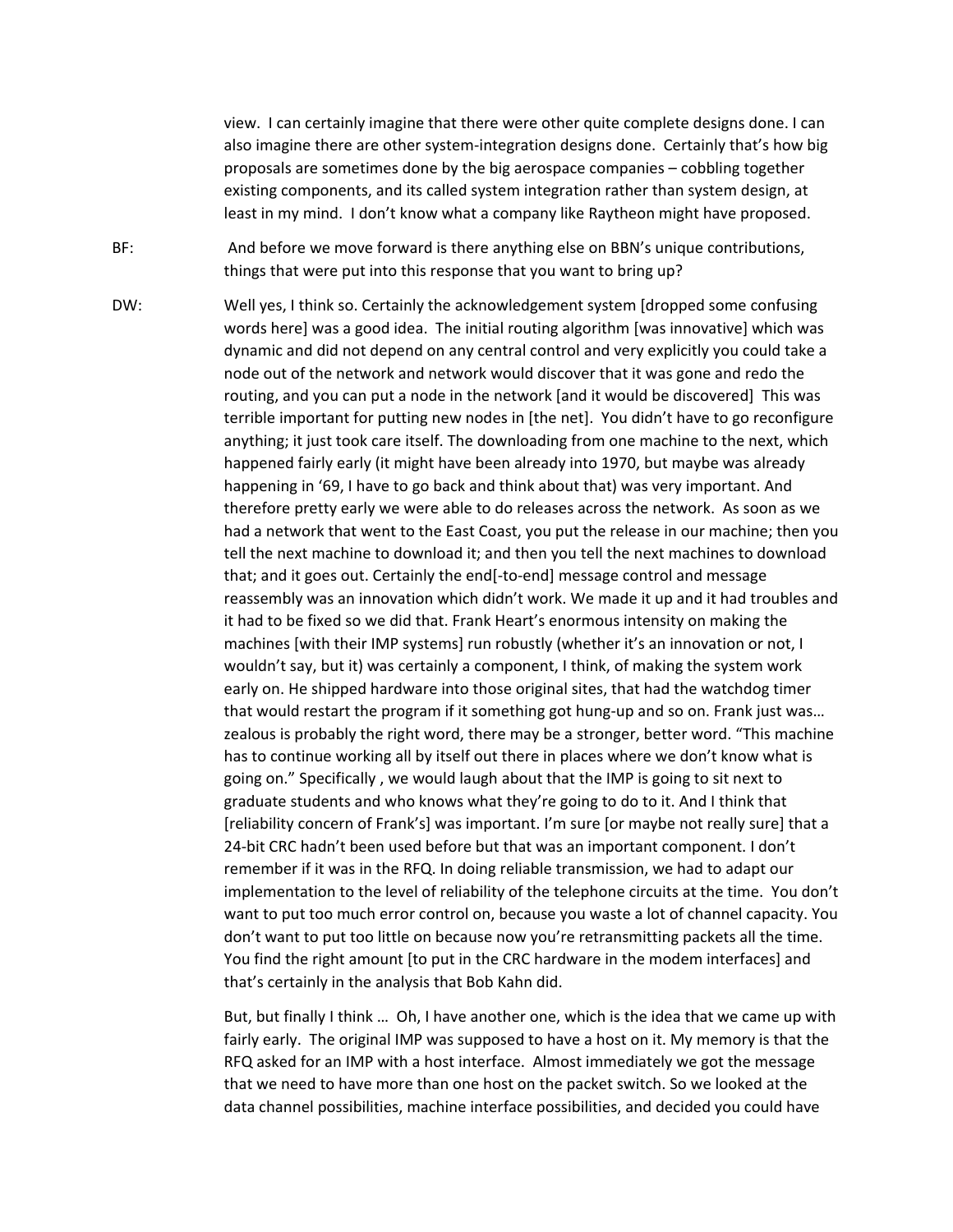view. I can certainly imagine that there were other quite complete designs done. I can also imagine there are other system-integration designs done. Certainly that's how big proposals are sometimes done by the big aerospace companies – cobbling together existing components, and its called system integration rather than system design, at least in my mind. I don't know what a company like Raytheon might have proposed.

BF: And before we move forward is there anything else on BBN's unique contributions, things that were put into this response that you want to bring up?

DW: Well yes, I think so. Certainly the acknowledgement system [dropped some confusing words here] was a good idea. The initial routing algorithm [was innovative] which was dynamic and did not depend on any central control and very explicitly you could take a node out of the network and network would discover that it was gone and redo the routing, and you can put a node in the network [and it would be discovered] This was terrible important for putting new nodes in [the net]. You didn't have to go reconfigure anything; it just took care itself. The downloading from one machine to the next, which happened fairly early (it might have been already into 1970, but maybe was already happening in '69, I have to go back and think about that) was very important. And therefore pretty early we were able to do releases across the network. As soon as we had a network that went to the East Coast, you put the release in our machine; then you tell the next machine to download it; and then you tell the next machines to download that; and it goes out. Certainly the end[-to-end] message control and message reassembly was an innovation which didn't work. We made it up and it had troubles and it had to be fixed so we did that. Frank Heart's enormous intensity on making the machines [with their IMP systems] run robustly (whether it's an innovation or not, I wouldn't say, but it) was certainly a component, I think, of making the system work early on. He shipped hardware into those original sites, that had the watchdog timer that would restart the program if it something got hung-up and so on. Frank just was… zealous is probably the right word, there may be a stronger, better word. "This machine has to continue working all by itself out there in places where we don't know what is going on." Specifically , we would laugh about that the IMP is going to sit next to graduate students and who knows what they're going to do to it. And I think that [reliability concern of Frank's] was important. I'm sure [or maybe not really sure] that a 24-bit CRC hadn't been used before but that was an important component. I don't remember if it was in the RFQ. In doing reliable transmission, we had to adapt our implementation to the level of reliability of the telephone circuits at the time. You don't want to put too much error control on, because you waste a lot of channel capacity. You don't want to put too little on because now you're retransmitting packets all the time. You find the right amount [to put in the CRC hardware in the modem interfaces] and that's certainly in the analysis that Bob Kahn did.

But, but finally I think … Oh, I have another one, which is the idea that we came up with fairly early. The original IMP was supposed to have a host on it. My memory is that the RFQ asked for an IMP with a host interface. Almost immediately we got the message that we need to have more than one host on the packet switch. So we looked at the data channel possibilities, machine interface possibilities, and decided you could have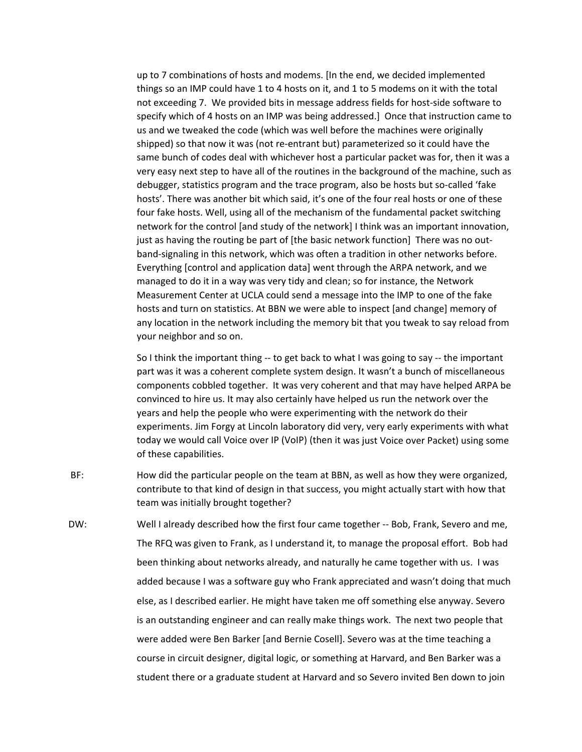up to 7 combinations of hosts and modems. [In the end, we decided implemented things so an IMP could have 1 to 4 hosts on it, and 1 to 5 modems on it with the total not exceeding 7. We provided bits in message address fields for host-side software to specify which of 4 hosts on an IMP was being addressed.] Once that instruction came to us and we tweaked the code (which was well before the machines were originally shipped) so that now it was (not re-entrant but) parameterized so it could have the same bunch of codes deal with whichever host a particular packet was for, then it was a very easy next step to have all of the routines in the background of the machine, such as debugger, statistics program and the trace program, also be hosts but so-called 'fake hosts'. There was another bit which said, it's one of the four real hosts or one of these four fake hosts. Well, using all of the mechanism of the fundamental packet switching network for the control [and study of the network] I think was an important innovation, just as having the routing be part of [the basic network function] There was no out-band-signaling in this network, which was often a tradition in other networks before. Everything [control and application data] went through the ARPA network, and we managed to do it in a way was very tidy and clean; so for instance, the Network Measurement Center at UCLA could send a message into the IMP to one of the fake hosts and turn on statistics. At BBN we were able to inspect [and change] memory of any location in the network including the memory bit that you tweak to say reload from your neighbor and so on.

So I think the important thing -- to get back to what I was going to say -- the important part was it was a coherent complete system design. It wasn't a bunch of miscellaneous components cobbled together. It was very coherent and that may have helped ARPA be convinced to hire us. It may also certainly have helped us run the network over the years and help the people who were experimenting with the network do their experiments. Jim Forgy at Lincoln laboratory did very, very early experiments with what today we would call Voice over IP (VoIP) (then it was just Voice over Packet) using some of these capabilities.

BF: How did the particular people on the team at BBN, as well as how they were organized, contribute to that kind of design in that success, you might actually start with how that team was initially brought together?

DW: Well I already described how the first four came together -- Bob, Frank, Severo and me, The RFQ was given to Frank, as I understand it, to manage the proposal effort. Bob had been thinking about networks already, and naturally he came together with us. I was added because I was a software guy who Frank appreciated and wasn't doing that much else, as I described earlier. He might have taken me off something else anyway. Severo is an outstanding engineer and can really make things work. The next two people that were added were Ben Barker [and Bernie Cosell]. Severo was at the time teaching a course in circuit designer, digital logic, or something at Harvard, and Ben Barker was a student there or a graduate student at Harvard and so Severo invited Ben down to join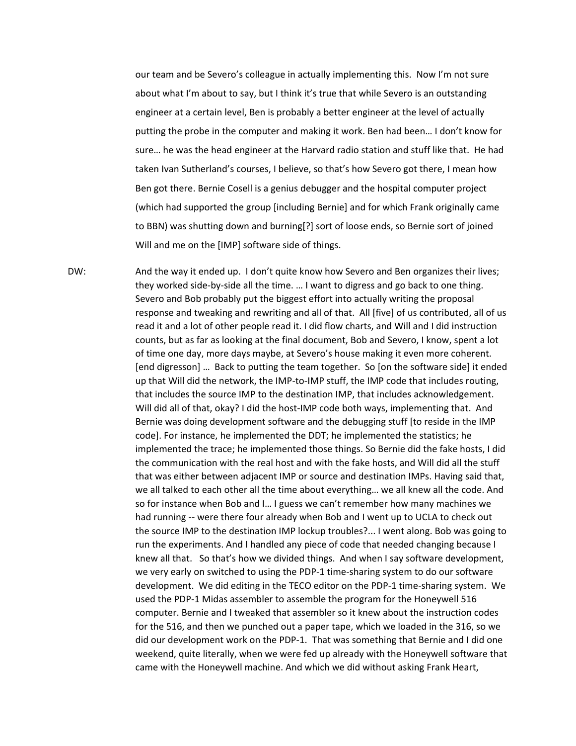our team and be Severo's colleague in actually implementing this. Now I'm not sure about what I'm about to say, but I think it's true that while Severo is an outstanding engineer at a certain level, Ben is probably a better engineer at the level of actually putting the probe in the computer and making it work. Ben had been… I don't know for sure… he was the head engineer at the Harvard radio station and stuff like that. He had taken Ivan Sutherland's courses, I believe, so that's how Severo got there, I mean how Ben got there. Bernie Cosell is a genius debugger and the hospital computer project (which had supported the group [including Bernie] and for which Frank originally came to BBN) was shutting down and burning[?] sort of loose ends, so Bernie sort of joined Will and me on the [IMP] software side of things.

DW: And the way it ended up. I don't quite know how Severo and Ben organizes their lives; they worked side-by-side all the time. … I want to digress and go back to one thing. Severo and Bob probably put the biggest effort into actually writing the proposal response and tweaking and rewriting and all of that. All [five] of us contributed, all of us read it and a lot of other people read it. I did flow charts, and Will and I did instruction counts, but as far as looking at the final document, Bob and Severo, I know, spent a lot of time one day, more days maybe, at Severo's house making it even more coherent. [end digresson] … Back to putting the team together. So [on the software side] it ended up that Will did the network, the IMP-to-IMP stuff, the IMP code that includes routing, that includes the source IMP to the destination IMP, that includes acknowledgement. Will did all of that, okay? I did the host-IMP code both ways, implementing that. And Bernie was doing development software and the debugging stuff [to reside in the IMP code]. For instance, he implemented the DDT; he implemented the statistics; he implemented the trace; he implemented those things. So Bernie did the fake hosts, I did the communication with the real host and with the fake hosts, and Will did all the stuff that was either between adjacent IMP or source and destination IMPs. Having said that, we all talked to each other all the time about everything… we all knew all the code. And so for instance when Bob and I… I guess we can't remember how many machines we had running -- were there four already when Bob and I went up to UCLA to check out the source IMP to the destination IMP lockup troubles?... I went along. Bob was going to run the experiments. And I handled any piece of code that needed changing because I knew all that. So that's how we divided things. And when I say software development, we very early on switched to using the PDP-1 time-sharing system to do our software development. We did editing in the TECO editor on the PDP-1 time-sharing system. We used the PDP-1 Midas assembler to assemble the program for the Honeywell 516 computer. Bernie and I tweaked that assembler so it knew about the instruction codes for the 516, and then we punched out a paper tape, which we loaded in the 316, so we did our development work on the PDP-1. That was something that Bernie and I did one weekend, quite literally, when we were fed up already with the Honeywell software that came with the Honeywell machine. And which we did without asking Frank Heart,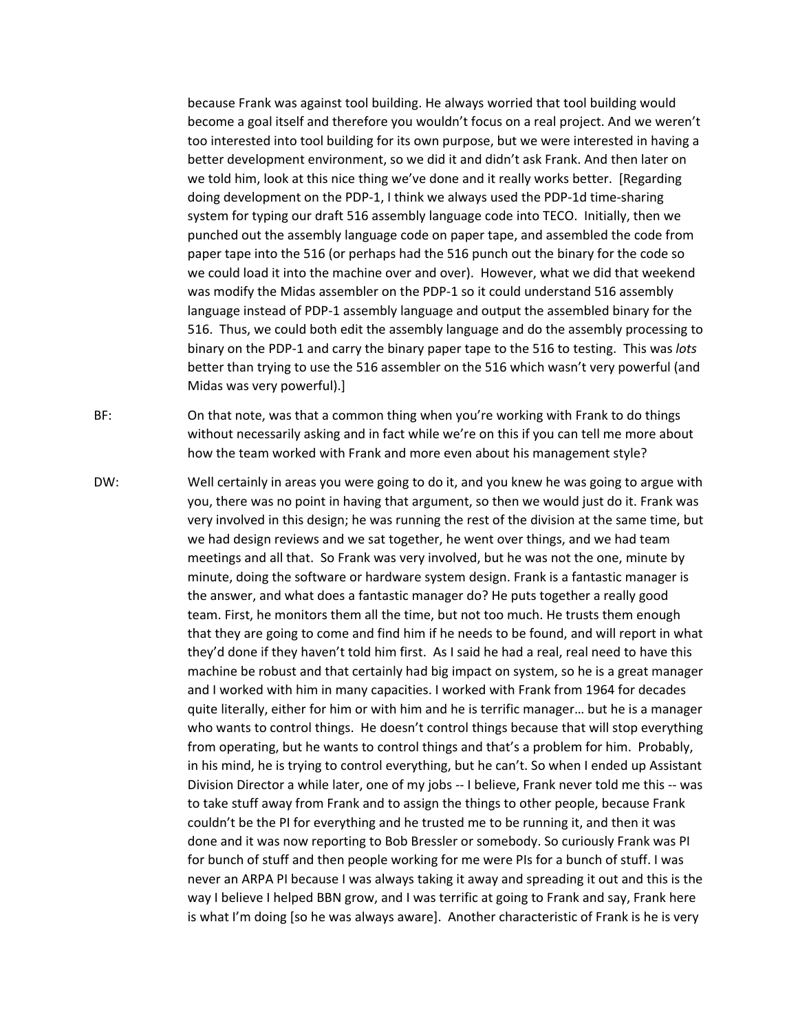because Frank was against tool building. He always worried that tool building would become a goal itself and therefore you wouldn't focus on a real project. And we weren't too interested into tool building for its own purpose, but we were interested in having a better development environment, so we did it and didn't ask Frank. And then later on we told him, look at this nice thing we've done and it really works better. [Regarding doing development on the PDP-1, I think we always used the PDP-1d time-sharing system for typing our draft 516 assembly language code into TECO. Initially, then we punched out the assembly language code on paper tape, and assembled the code from paper tape into the 516 (or perhaps had the 516 punch out the binary for the code so we could load it into the machine over and over). However, what we did that weekend was modify the Midas assembler on the PDP-1 so it could understand 516 assembly language instead of PDP-1 assembly language and output the assembled binary for the 516. Thus, we could both edit the assembly language and do the assembly processing to binary on the PDP-1 and carry the binary paper tape to the 516 to testing. This was *lots* better than trying to use the 516 assembler on the 516 which wasn't very powerful (and Midas was very powerful).]

BF: On that note, was that a common thing when you're working with Frank to do things without necessarily asking and in fact while we're on this if you can tell me more about how the team worked with Frank and more even about his management style?

DW: Well certainly in areas you were going to do it, and you knew he was going to argue with you, there was no point in having that argument, so then we would just do it. Frank was very involved in this design; he was running the rest of the division at the same time, but we had design reviews and we sat together, he went over things, and we had team meetings and all that. So Frank was very involved, but he was not the one, minute by minute, doing the software or hardware system design. Frank is a fantastic manager is the answer, and what does a fantastic manager do? He puts together a really good team. First, he monitors them all the time, but not too much. He trusts them enough that they are going to come and find him if he needs to be found, and will report in what they'd done if they haven't told him first. As I said he had a real, real need to have this machine be robust and that certainly had big impact on system, so he is a great manager and I worked with him in many capacities. I worked with Frank from 1964 for decades quite literally, either for him or with him and he is terrific manager… but he is a manager who wants to control things. He doesn't control things because that will stop everything from operating, but he wants to control things and that's a problem for him. Probably, in his mind, he is trying to control everything, but he can't. So when I ended up Assistant Division Director a while later, one of my jobs -- I believe, Frank never told me this -- was to take stuff away from Frank and to assign the things to other people, because Frank couldn't be the PI for everything and he trusted me to be running it, and then it was done and it was now reporting to Bob Bressler or somebody. So curiously Frank was PI for bunch of stuff and then people working for me were PIs for a bunch of stuff. I was never an ARPA PI because I was always taking it away and spreading it out and this is the way I believe I helped BBN grow, and I was terrific at going to Frank and say, Frank here is what I'm doing [so he was always aware]. Another characteristic of Frank is he is very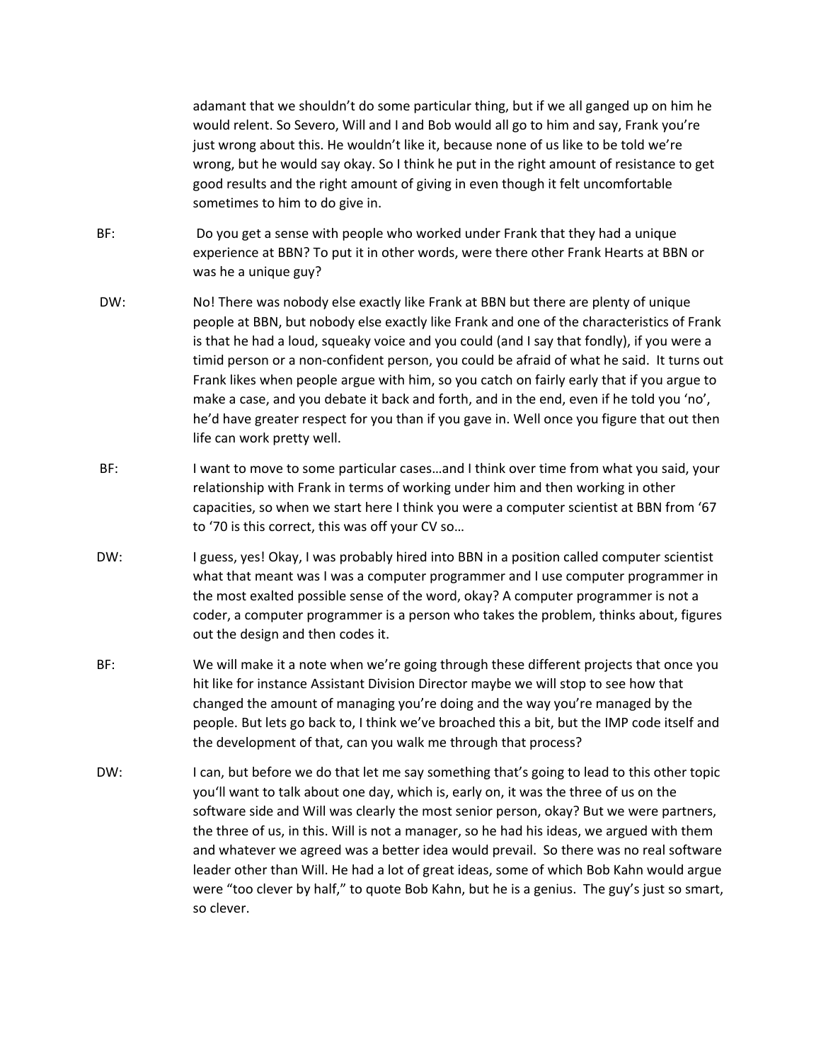adamant that we shouldn't do some particular thing, but if we all ganged up on him he would relent. So Severo, Will and I and Bob would all go to him and say, Frank you're just wrong about this. He wouldn't like it, because none of us like to be told we're wrong, but he would say okay. So I think he put in the right amount of resistance to get good results and the right amount of giving in even though it felt uncomfortable sometimes to him to do give in.

BF: Do you get a sense with people who worked under Frank that they had a unique experience at BBN? To put it in other words, were there other Frank Hearts at BBN or was he a unique guy?

DW: No! There was nobody else exactly like Frank at BBN but there are plenty of unique people at BBN, but nobody else exactly like Frank and one of the characteristics of Frank is that he had a loud, squeaky voice and you could (and I say that fondly), if you were a timid person or a non-confident person, you could be afraid of what he said. It turns out Frank likes when people argue with him, so you catch on fairly early that if you argue to make a case, and you debate it back and forth, and in the end, even if he told you 'no', he'd have greater respect for you than if you gave in. Well once you figure that out then life can work pretty well.

BF: I want to move to some particular cases…and I think over time from what you said, your relationship with Frank in terms of working under him and then working in other capacities, so when we start here I think you were a computer scientist at BBN from '67 to '70 is this correct, this was off your CV so…

DW: I guess, yes! Okay, I was probably hired into BBN in a position called computer scientist what that meant was I was a computer programmer and I use computer programmer in the most exalted possible sense of the word, okay? A computer programmer is not a coder, a computer programmer is a person who takes the problem, thinks about, figures out the design and then codes it.

BF: We will make it a note when we're going through these different projects that once you hit like for instance Assistant Division Director maybe we will stop to see how that changed the amount of managing you're doing and the way you're managed by the people. But lets go back to, I think we've broached this a bit, but the IMP code itself and the development of that, can you walk me through that process?

DW: I can, but before we do that let me say something that's going to lead to this other topic you'll want to talk about one day, which is, early on, it was the three of us on the software side and Will was clearly the most senior person, okay? But we were partners, the three of us, in this. Will is not a manager, so he had his ideas, we argued with them and whatever we agreed was a better idea would prevail. So there was no real software leader other than Will. He had a lot of great ideas, some of which Bob Kahn would argue were "too clever by half," to quote Bob Kahn, but he is a genius. The guy's just so smart, so clever.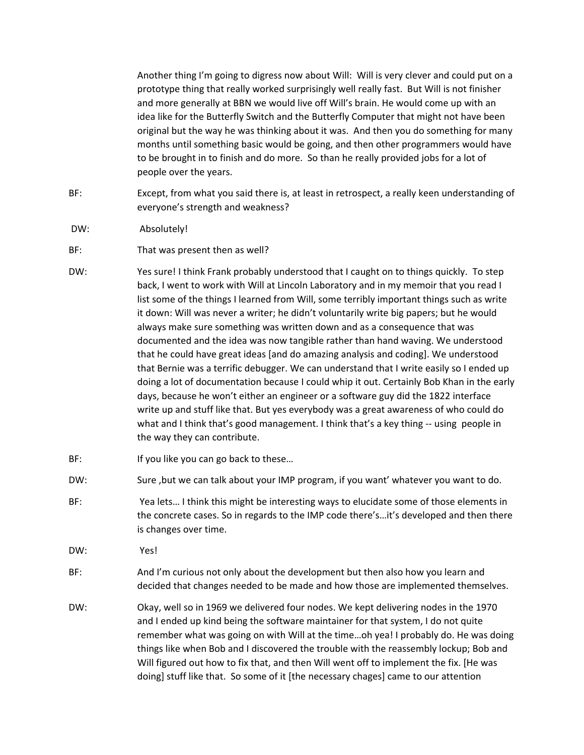Another thing I'm going to digress now about Will: Will is very clever and could put on a prototype thing that really worked surprisingly well really fast. But Will is not finisher and more generally at BBN we would live off Will's brain. He would come up with an idea like for the Butterfly Switch and the Butterfly Computer that might not have been original but the way he was thinking about it was. And then you do something for many months until something basic would be going, and then other programmers would have to be brought in to finish and do more. So than he really provided jobs for a lot of people over the years.

BF: Except, from what you said there is, at least in retrospect, a really keen understanding of everyone's strength and weakness?

DW: Absolutely!

BF: That was present then as well?

DW: Yes sure! I think Frank probably understood that I caught on to things quickly. To step back, I went to work with Will at Lincoln Laboratory and in my memoir that you read I list some of the things I learned from Will, some terribly important things such as write it down: Will was never a writer; he didn't voluntarily write big papers; but he would always make sure something was written down and as a consequence that was documented and the idea was now tangible rather than hand waving. We understood that he could have great ideas [and do amazing analysis and coding]. We understood that Bernie was a terrific debugger. We can understand that I write easily so I ended up doing a lot of documentation because I could whip it out. Certainly Bob Khan in the early days, because he won't either an engineer or a software guy did the 1822 interface write up and stuff like that. But yes everybody was a great awareness of who could do what and I think that's good management. I think that's a key thing -- using people in the way they can contribute.

BF: If you like you can go back to these…

DW: Sure ,but we can talk about your IMP program, if you want' whatever you want to do.

BF: Yea lets… I think this might be interesting ways to elucidate some of those elements in the concrete cases. So in regards to the IMP code there's…it's developed and then there is changes over time.

DW: Yes!

BF: And I'm curious not only about the development but then also how you learn and decided that changes needed to be made and how those are implemented themselves.

DW: Okay, well so in 1969 we delivered four nodes. We kept delivering nodes in the 1970 and I ended up kind being the software maintainer for that system, I do not quite remember what was going on with Will at the time…oh yea! I probably do. He was doing things like when Bob and I discovered the trouble with the reassembly lockup; Bob and Will figured out how to fix that, and then Will went off to implement the fix. [He was doing] stuff like that. So some of it [the necessary chages] came to our attention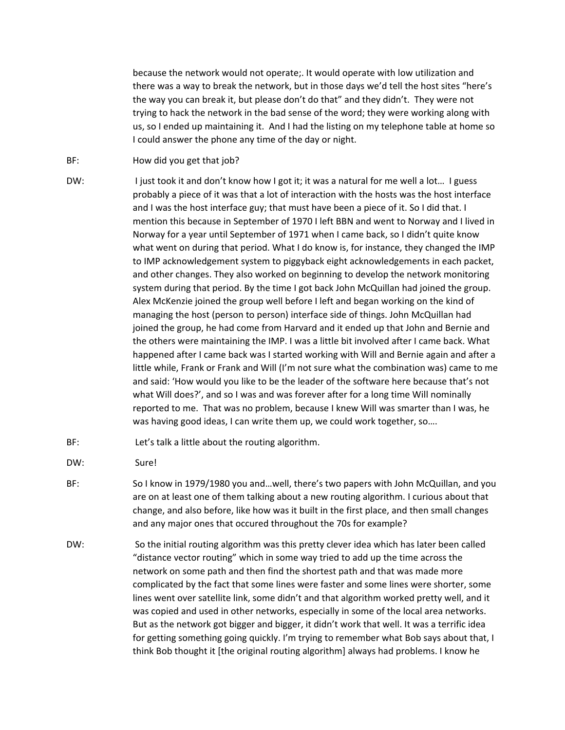because the network would not operate;. It would operate with low utilization and there was a way to break the network, but in those days we'd tell the host sites "here's the way you can break it, but please don't do that" and they didn't. They were not trying to hack the network in the bad sense of the word; they were working along with us, so I ended up maintaining it. And I had the listing on my telephone table at home so I could answer the phone any time of the day or night.

BF: How did you get that job?

DW: I just took it and don't know how I got it; it was a natural for me well a lot… I guess probably a piece of it was that a lot of interaction with the hosts was the host interface and I was the host interface guy; that must have been a piece of it. So I did that. I mention this because in September of 1970 I left BBN and went to Norway and I lived in Norway for a year until September of 1971 when I came back, so I didn't quite know what went on during that period. What I do know is, for instance, they changed the IMP to IMP acknowledgement system to piggyback eight acknowledgements in each packet, and other changes. They also worked on beginning to develop the network monitoring system during that period. By the time I got back John McQuillan had joined the group. Alex McKenzie joined the group well before I left and began working on the kind of managing the host (person to person) interface side of things. John McQuillan had joined the group, he had come from Harvard and it ended up that John and Bernie and the others were maintaining the IMP. I was a little bit involved after I came back. What happened after I came back was I started working with Will and Bernie again and after a little while, Frank or Frank and Will (I'm not sure what the combination was) came to me and said: 'How would you like to be the leader of the software here because that's not what Will does?', and so I was and was forever after for a long time Will nominally reported to me. That was no problem, because I knew Will was smarter than I was, he was having good ideas, I can write them up, we could work together, so….

BF: Let's talk a little about the routing algorithm.

DW: Sure!

BF: So I know in 1979/1980 you and…well, there's two papers with John McQuillan, and you are on at least one of them talking about a new routing algorithm. I curious about that change, and also before, like how was it built in the first place, and then small changes and any major ones that occured throughout the 70s for example?

DW: So the initial routing algorithm was this pretty clever idea which has later been called "distance vector routing" which in some way tried to add up the time across the network on some path and then find the shortest path and that was made more complicated by the fact that some lines were faster and some lines were shorter, some lines went over satellite link, some didn't and that algorithm worked pretty well, and it was copied and used in other networks, especially in some of the local area networks. But as the network got bigger and bigger, it didn't work that well. It was a terrific idea for getting something going quickly. I'm trying to remember what Bob says about that, I think Bob thought it [the original routing algorithm] always had problems. I know he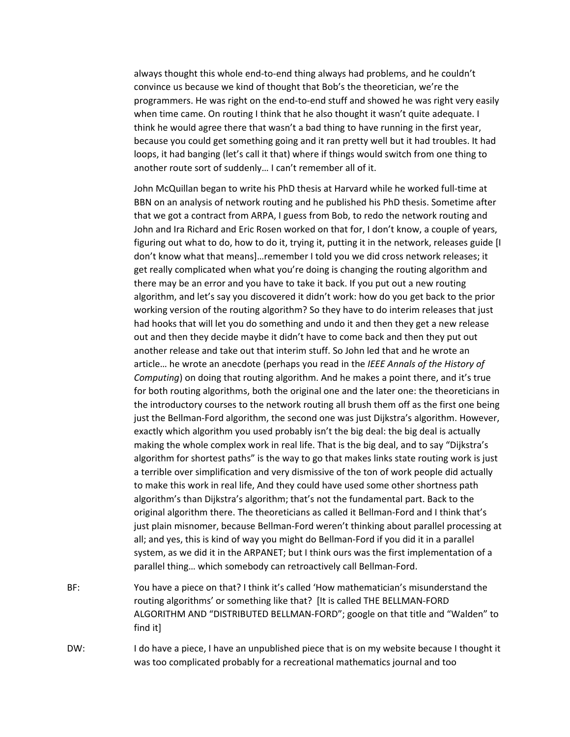always thought this whole end-to-end thing always had problems, and he couldn't convince us because we kind of thought that Bob's the theoretician, we're the programmers. He was right on the end-to-end stuff and showed he was right very easily when time came. On routing I think that he also thought it wasn't quite adequate. I think he would agree there that wasn't a bad thing to have running in the first year, because you could get something going and it ran pretty well but it had troubles. It had loops, it had banging (let's call it that) where if things would switch from one thing to another route sort of suddenly… I can't remember all of it.

John McQuillan began to write his PhD thesis at Harvard while he worked full-time at BBN on an analysis of network routing and he published his PhD thesis. Sometime after that we got a contract from ARPA, I guess from Bob, to redo the network routing and John and Ira Richard and Eric Rosen worked on that for, I don't know, a couple of years, figuring out what to do, how to do it, trying it, putting it in the network, releases guide [I don't know what that means]…remember I told you we did cross network releases; it get really complicated when what you're doing is changing the routing algorithm and there may be an error and you have to take it back. If you put out a new routing algorithm, and let's say you discovered it didn't work: how do you get back to the prior working version of the routing algorithm? So they have to do interim releases that just had hooks that will let you do something and undo it and then they get a new release out and then they decide maybe it didn't have to come back and then they put out another release and take out that interim stuff. So John led that and he wrote an article… he wrote an anecdote (perhaps you read in the *IEEE Annals of the History of Computing*) on doing that routing algorithm. And he makes a point there, and it's true for both routing algorithms, both the original one and the later one: the theoreticians in the introductory courses to the network routing all brush them off as the first one being just the Bellman-Ford algorithm, the second one was just Dijkstra's algorithm. However, exactly which algorithm you used probably isn't the big deal: the big deal is actually making the whole complex work in real life. That is the big deal, and to say "Dijkstra's algorithm for shortest paths" is the way to go that makes links state routing work is just a terrible over simplification and very dismissive of the ton of work people did actually to make this work in real life, And they could have used some other shortness path algorithm's than Dijkstra's algorithm; that's not the fundamental part. Back to the original algorithm there. The theoreticians as called it Bellman-Ford and I think that's just plain misnomer, because Bellman-Ford weren't thinking about parallel processing at all; and yes, this is kind of way you might do Bellman-Ford if you did it in a parallel system, as we did it in the ARPANET; but I think ours was the first implementation of a parallel thing… which somebody can retroactively call Bellman-Ford.

BF: You have a piece on that? I think it's called 'How mathematician's misunderstand the routing algorithms' or something like that? [It is called THE BELLMAN-FORD ALGORITHM AND "DISTRIBUTED BELLMAN-FORD"; google on that title and "Walden" to find it]

DW: I do have a piece, I have an unpublished piece that is on my website because I thought it was too complicated probably for a recreational mathematics journal and too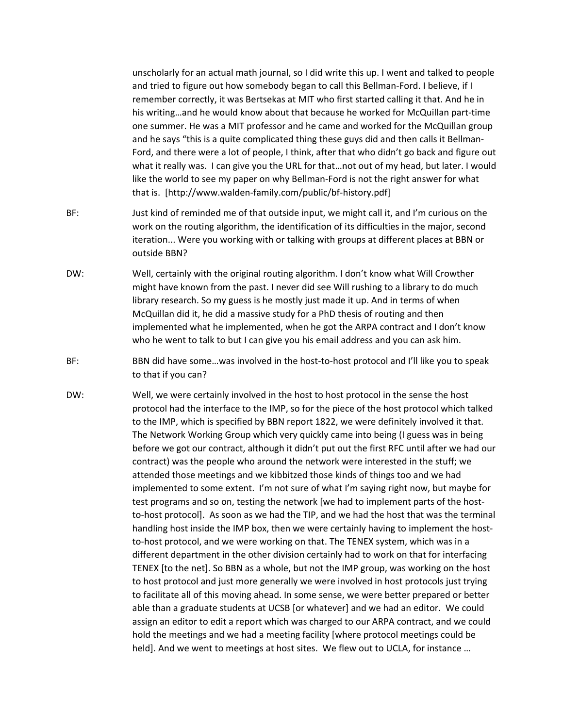unscholarly for an actual math journal, so I did write this up. I went and talked to people and tried to figure out how somebody began to call this Bellman-Ford. I believe, if I remember correctly, it was Bertsekas at MIT who first started calling it that. And he in his writing…and he would know about that because he worked for McQuillan part-time one summer. He was a MIT professor and he came and worked for the McQuillan group and he says "this is a quite complicated thing these guys did and then calls it Bellman-Ford, and there were a lot of people, I think, after that who didn't go back and figure out what it really was. I can give you the URL for that…not out of my head, but later. I would like the world to see my paper on why Bellman-Ford is not the right answer for what that is. [http://www.walden-family.com/public/bf-history.pdf]

BF: Just kind of reminded me of that outside input, we might call it, and I'm curious on the work on the routing algorithm, the identification of its difficulties in the major, second iteration... Were you working with or talking with groups at different places at BBN or outside BBN?

DW: Well, certainly with the original routing algorithm. I don't know what Will Crowther might have known from the past. I never did see Will rushing to a library to do much library research. So my guess is he mostly just made it up. And in terms of when McQuillan did it, he did a massive study for a PhD thesis of routing and then implemented what he implemented, when he got the ARPA contract and I don't know who he went to talk to but I can give you his email address and you can ask him.

BF: BBN did have some…was involved in the host-to-host protocol and I'll like you to speak to that if you can?

DW: Well, we were certainly involved in the host to host protocol in the sense the host protocol had the interface to the IMP, so for the piece of the host protocol which talked to the IMP, which is specified by BBN report 1822, we were definitely involved it that. The Network Working Group which very quickly came into being (I guess was in being before we got our contract, although it didn't put out the first RFC until after we had our contract) was the people who around the network were interested in the stuff; we attended those meetings and we kibbitzed those kinds of things too and we had implemented to some extent. I'm not sure of what I'm saying right now, but maybe for test programs and so on, testing the network [we had to implement parts of the host-to-host protocol]. As soon as we had the TIP, and we had the host that was the terminal handling host inside the IMP box, then we were certainly having to implement the host-to-host protocol, and we were working on that. The TENEX system, which was in a different department in the other division certainly had to work on that for interfacing TENEX [to the net]. So BBN as a whole, but not the IMP group, was working on the host to host protocol and just more generally we were involved in host protocols just trying to facilitate all of this moving ahead. In some sense, we were better prepared or better able than a graduate students at UCSB [or whatever] and we had an editor. We could assign an editor to edit a report which was charged to our ARPA contract, and we could hold the meetings and we had a meeting facility [where protocol meetings could be held]. And we went to meetings at host sites. We flew out to UCLA, for instance …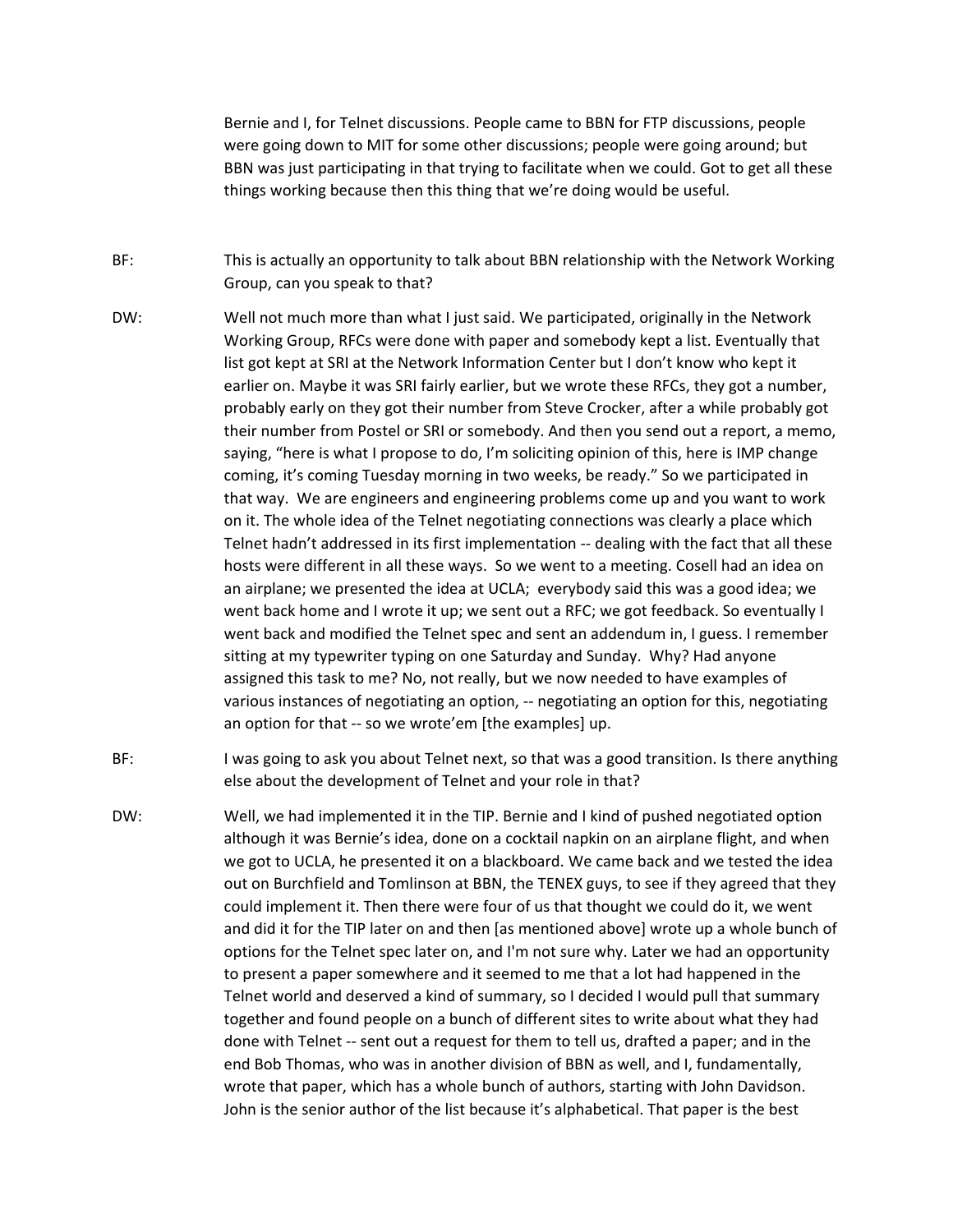Bernie and I, for Telnet discussions. People came to BBN for FTP discussions, people were going down to MIT for some other discussions; people were going around; but BBN was just participating in that trying to facilitate when we could. Got to get all these things working because then this thing that we're doing would be useful.

**BF:** This is actually an opportunity to talk about BBN relationship with the Network Working Group, can you speak to that?

**DW:** Well not much more than what I just said. We participated, originally in the Network Working Group, RFCs were done with paper and somebody kept a list. Eventually that list got kept at SRI at the Network Information Center but I don't know who kept it earlier on. Maybe it was SRI fairly earlier, but we wrote these RFCs, they got a number, probably early on they got their number from Steve Crocker, after a while probably got their number from Postel or SRI or somebody. And then you send out a report, a memo, saying, "here is what I propose to do, I'm soliciting opinion of this, here is IMP change coming, it's coming Tuesday morning in two weeks, be ready." So we participated in that way. We are engineers and engineering problems come up and you want to work on it. The whole idea of the Telnet negotiating connections was clearly a place which Telnet hadn't addressed in its first implementation -- dealing with the fact that all these hosts were different in all these ways. So we went to a meeting. Cosell had an idea on an airplane; we presented the idea at UCLA; everybody said this was a good idea; we went back home and I wrote it up; we sent out a RFC; we got feedback. So eventually I went back and modified the Telnet spec and sent an addendum in, I guess. I remember sitting at my typewriter typing on one Saturday and Sunday. Why? Had anyone assigned this task to me? No, not really, but we now needed to have examples of various instances of negotiating an option, -- negotiating an option for this, negotiating an option for that -- so we wrote'em [the examples] up.

**BF:** I was going to ask you about Telnet next, so that was a good transition. Is there anything else about the development of Telnet and your role in that?

**DW:** Well, we had implemented it in the TIP. Bernie and I kind of pushed negotiated option although it was Bernie's idea, done on a cocktail napkin on an airplane flight, and when we got to UCLA, he presented it on a blackboard. We came back and we tested the idea out on Burchfield and Tomlinson at BBN, the TENEX guys, to see if they agreed that they could implement it. Then there were four of us that thought we could do it, we went and did it for the TIP later on and then [as mentioned above] wrote up a whole bunch of options for the Telnet spec later on, and I'm not sure why. Later we had an opportunity to present a paper somewhere and it seemed to me that a lot had happened in the Telnet world and deserved a kind of summary, so I decided I would pull that summary together and found people on a bunch of different sites to write about what they had done with Telnet -- sent out a request for them to tell us, drafted a paper; and in the end Bob Thomas, who was in another division of BBN as well, and I, fundamentally, wrote that paper, which has a whole bunch of authors, starting with John Davidson. John is the senior author of the list because it's alphabetical. That paper is the best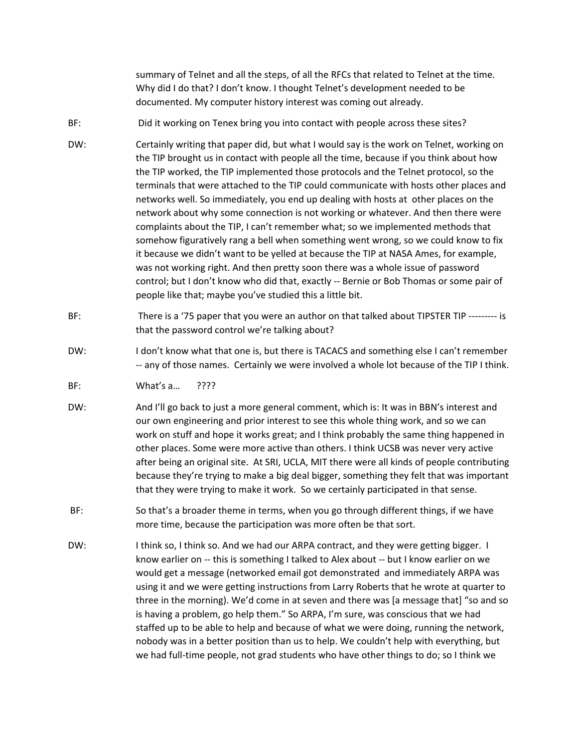summary of Telnet and all the steps, of all the RFCs that related to Telnet at the time. Why did I do that? I don't know. I thought Telnet's development needed to be documented. My computer history interest was coming out already.

BF: Did it working on Tenex bring you into contact with people across these sites?

DW: Certainly writing that paper did, but what I would say is the work on Telnet, working on the TIP brought us in contact with people all the time, because if you think about how the TIP worked, the TIP implemented those protocols and the Telnet protocol, so the terminals that were attached to the TIP could communicate with hosts other places and networks well. So immediately, you end up dealing with hosts at other places on the network about why some connection is not working or whatever. And then there were complaints about the TIP, I can't remember what; so we implemented methods that somehow figuratively rang a bell when something went wrong, so we could know to fix it because we didn't want to be yelled at because the TIP at NASA Ames, for example, was not working right. And then pretty soon there was a whole issue of password control; but I don't know who did that, exactly -- Bernie or Bob Thomas or some pair of people like that; maybe you've studied this a little bit.

BF: There is a '75 paper that you were an author on that talked about TIPSTER TIP --------- is that the password control we're talking about?

DW: I don't know what that one is, but there is TACACS and something else I can't remember -- any of those names. Certainly we were involved a whole lot because of the TIP I think.

BF: What's a… ????

DW: And I'll go back to just a more general comment, which is: It was in BBN's interest and our own engineering and prior interest to see this whole thing work, and so we can work on stuff and hope it works great; and I think probably the same thing happened in other places. Some were more active than others. I think UCSB was never very active after being an original site. At SRI, UCLA, MIT there were all kinds of people contributing because they're trying to make a big deal bigger, something they felt that was important that they were trying to make it work. So we certainly participated in that sense.

BF: So that's a broader theme in terms, when you go through different things, if we have more time, because the participation was more often be that sort.

DW: I think so, I think so. And we had our ARPA contract, and they were getting bigger. I know earlier on -- this is something I talked to Alex about -- but I know earlier on we would get a message (networked email got demonstrated and immediately ARPA was using it and we were getting instructions from Larry Roberts that he wrote at quarter to three in the morning). We'd come in at seven and there was [a message that] "so and so is having a problem, go help them." So ARPA, I'm sure, was conscious that we had staffed up to be able to help and because of what we were doing, running the network, nobody was in a better position than us to help. We couldn't help with everything, but we had full-time people, not grad students who have other things to do; so I think we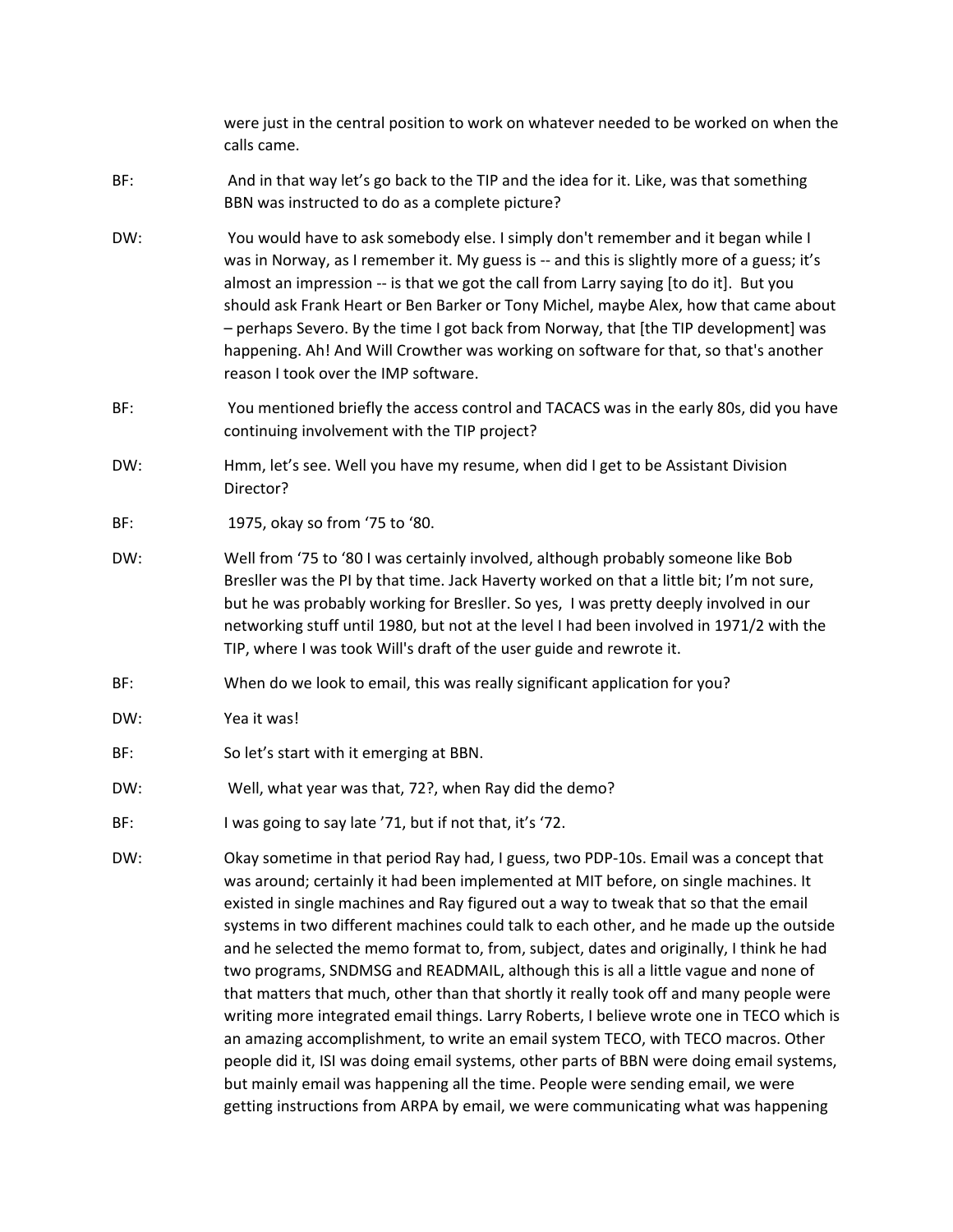were just in the central position to work on whatever needed to be worked on when the calls came.

BF: And in that way let's go back to the TIP and the idea for it. Like, was that something BBN was instructed to do as a complete picture?

DW: You would have to ask somebody else. I simply don't remember and it began while I was in Norway, as I remember it. My guess is -- and this is slightly more of a guess; it's almost an impression -- is that we got the call from Larry saying [to do it]. But you should ask Frank Heart or Ben Barker or Tony Michel, maybe Alex, how that came about – perhaps Severo. By the time I got back from Norway, that [the TIP development] was happening. Ah! And Will Crowther was working on software for that, so that's another reason I took over the IMP software.

BF: You mentioned briefly the access control and TACACS was in the early 80s, did you have continuing involvement with the TIP project?

DW: Hmm, let's see. Well you have my resume, when did I get to be Assistant Division Director?

BF: 1975, okay so from '75 to '80.

DW: Well from '75 to '80 I was certainly involved, although probably someone like Bob Bresller was the PI by that time. Jack Haverty worked on that a little bit; I'm not sure, but he was probably working for Bresller. So yes, I was pretty deeply involved in our networking stuff until 1980, but not at the level I had been involved in 1971/2 with the TIP, where I was took Will's draft of the user guide and rewrote it.

BF: When do we look to email, this was really significant application for you?

DW: Yea it was!

BF: So let's start with it emerging at BBN.

DW: Well, what year was that, 72?, when Ray did the demo?

BF: I was going to say late '71, but if not that, it's '72.

DW: Okay sometime in that period Ray had, I guess, two PDP-10s. Email was a concept that was around; certainly it had been implemented at MIT before, on single machines. It existed in single machines and Ray figured out a way to tweak that so that the email systems in two different machines could talk to each other, and he made up the outside and he selected the memo format to, from, subject, dates and originally, I think he had two programs, SNDMSG and READMAIL, although this is all a little vague and none of that matters that much, other than that shortly it really took off and many people were writing more integrated email things. Larry Roberts, I believe wrote one in TECO which is an amazing accomplishment, to write an email system TECO, with TECO macros. Other people did it, ISI was doing email systems, other parts of BBN were doing email systems, but mainly email was happening all the time. People were sending email, we were getting instructions from ARPA by email, we were communicating what was happening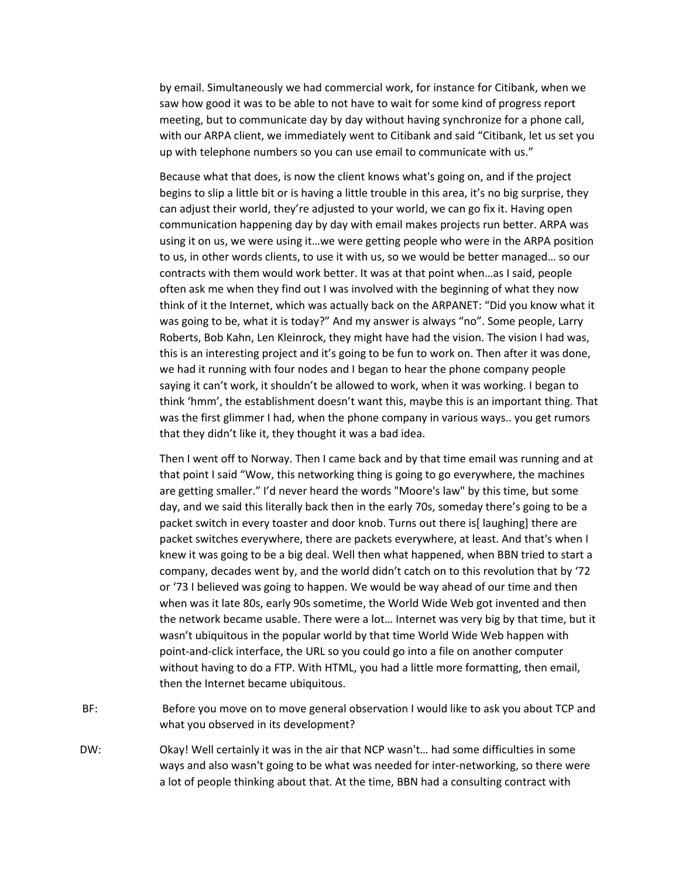by email. Simultaneously we had commercial work, for instance for Citibank, when we saw how good it was to be able to not have to wait for some kind of progress report meeting, but to communicate day by day without having synchronize for a phone call, with our ARPA client, we immediately went to Citibank and said "Citibank, let us set you up with telephone numbers so you can use email to communicate with us."

Because what that does, is now the client knows what's going on, and if the project begins to slip a little bit or is having a little trouble in this area, it's no big surprise, they can adjust their world, they're adjusted to your world, we can go fix it. Having open communication happening day by day with email makes projects run better. ARPA was using it on us, we were using it…we were getting people who were in the ARPA position to us, in other words clients, to use it with us, so we would be better managed… so our contracts with them would work better. It was at that point when…as I said, people often ask me when they find out I was involved with the beginning of what they now think of it the Internet, which was actually back on the ARPANET: "Did you know what it was going to be, what it is today?" And my answer is always "no". Some people, Larry Roberts, Bob Kahn, Len Kleinrock, they might have had the vision. The vision I had was, this is an interesting project and it's going to be fun to work on. Then after it was done, we had it running with four nodes and I began to hear the phone company people saying it can't work, it shouldn't be allowed to work, when it was working. I began to think 'hmm', the establishment doesn't want this, maybe this is an important thing. That was the first glimmer I had, when the phone company in various ways.. you get rumors that they didn't like it, they thought it was a bad idea.

Then I went off to Norway. Then I came back and by that time email was running and at that point I said "Wow, this networking thing is going to go everywhere, the machines are getting smaller." I'd never heard the words "Moore's law" by this time, but some day, and we said this literally back then in the early 70s, someday there's going to be a packet switch in every toaster and door knob. Turns out there is[ laughing] there are packet switches everywhere, there are packets everywhere, at least. And that's when I knew it was going to be a big deal. Well then what happened, when BBN tried to start a company, decades went by, and the world didn't catch on to this revolution that by '72 or '73 I believed was going to happen. We would be way ahead of our time and then when was it late 80s, early 90s sometime, the World Wide Web got invented and then the network became usable. There were a lot… Internet was very big by that time, but it wasn't ubiquitous in the popular world by that time World Wide Web happen with point-and-click interface, the URL so you could go into a file on another computer without having to do a FTP. With HTML, you had a little more formatting, then email, then the Internet became ubiquitous.

BF: Before you move on to move general observation I would like to ask you about TCP and what you observed in its development?

DW: Okay! Well certainly it was in the air that NCP wasn't… had some difficulties in some ways and also wasn't going to be what was needed for inter-networking, so there were a lot of people thinking about that. At the time, BBN had a consulting contract with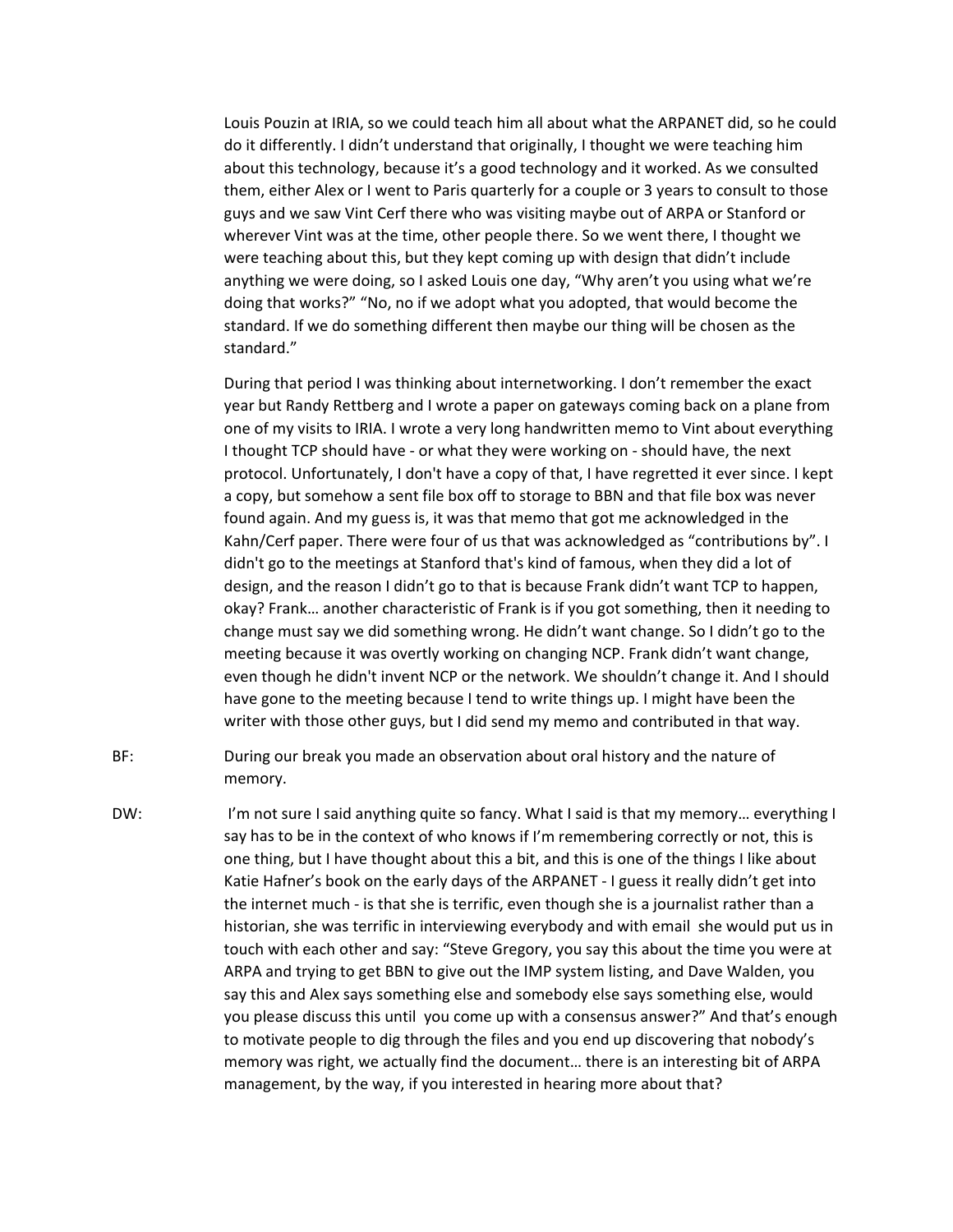Louis Pouzin at IRIA, so we could teach him all about what the ARPANET did, so he could do it differently. I didn't understand that originally, I thought we were teaching him about this technology, because it's a good technology and it worked. As we consulted them, either Alex or I went to Paris quarterly for a couple or 3 years to consult to those guys and we saw Vint Cerf there who was visiting maybe out of ARPA or Stanford or wherever Vint was at the time, other people there. So we went there, I thought we were teaching about this, but they kept coming up with design that didn't include anything we were doing, so I asked Louis one day, "Why aren't you using what we're doing that works?" "No, no if we adopt what you adopted, that would become the standard. If we do something different then maybe our thing will be chosen as the standard."

During that period I was thinking about internetworking. I don't remember the exact year but Randy Rettberg and I wrote a paper on gateways coming back on a plane from one of my visits to IRIA. I wrote a very long handwritten memo to Vint about everything I thought TCP should have - or what they were working on - should have, the next protocol. Unfortunately, I don't have a copy of that, I have regretted it ever since. I kept a copy, but somehow a sent file box off to storage to BBN and that file box was never found again. And my guess is, it was that memo that got me acknowledged in the Kahn/Cerf paper. There were four of us that was acknowledged as "contributions by". I didn't go to the meetings at Stanford that's kind of famous, when they did a lot of design, and the reason I didn't go to that is because Frank didn't want TCP to happen, okay? Frank… another characteristic of Frank is if you got something, then it needing to change must say we did something wrong. He didn't want change. So I didn't go to the meeting because it was overtly working on changing NCP. Frank didn't want change, even though he didn't invent NCP or the network. We shouldn't change it. And I should have gone to the meeting because I tend to write things up. I might have been the writer with those other guys, but I did send my memo and contributed in that way.

BF: During our break you made an observation about oral history and the nature of memory.

DW: I'm not sure I said anything quite so fancy. What I said is that my memory… everything I say has to be in the context of who knows if I'm remembering correctly or not, this is one thing, but I have thought about this a bit, and this is one of the things I like about Katie Hafner's book on the early days of the ARPANET - I guess it really didn't get into the internet much - is that she is terrific, even though she is a journalist rather than a historian, she was terrific in interviewing everybody and with email she would put us in touch with each other and say: "Steve Gregory, you say this about the time you were at ARPA and trying to get BBN to give out the IMP system listing, and Dave Walden, you say this and Alex says something else and somebody else says something else, would you please discuss this until you come up with a consensus answer?" And that's enough to motivate people to dig through the files and you end up discovering that nobody's memory was right, we actually find the document… there is an interesting bit of ARPA management, by the way, if you interested in hearing more about that?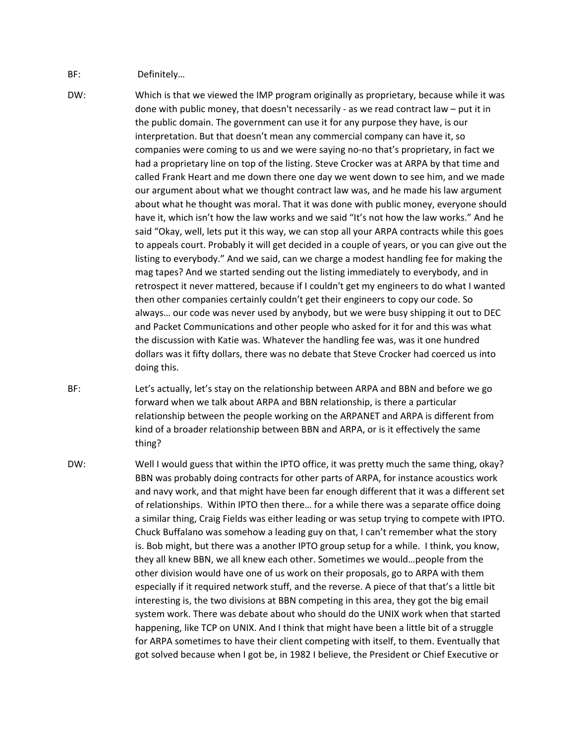BF: Definitely…

DW: Which is that we viewed the IMP program originally as proprietary, because while it was done with public money, that doesn't necessarily - as we read contract law – put it in the public domain. The government can use it for any purpose they have, is our interpretation. But that doesn't mean any commercial company can have it, so companies were coming to us and we were saying no-no that's proprietary, in fact we had a proprietary line on top of the listing. Steve Crocker was at ARPA by that time and called Frank Heart and me down there one day we went down to see him, and we made our argument about what we thought contract law was, and he made his law argument about what he thought was moral. That it was done with public money, everyone should have it, which isn't how the law works and we said "It's not how the law works." And he said "Okay, well, lets put it this way, we can stop all your ARPA contracts while this goes to appeals court. Probably it will get decided in a couple of years, or you can give out the listing to everybody." And we said, can we charge a modest handling fee for making the mag tapes? And we started sending out the listing immediately to everybody, and in retrospect it never mattered, because if I couldn't get my engineers to do what I wanted then other companies certainly couldn't get their engineers to copy our code. So always… our code was never used by anybody, but we were busy shipping it out to DEC and Packet Communications and other people who asked for it for and this was what the discussion with Katie was. Whatever the handling fee was, was it one hundred dollars was it fifty dollars, there was no debate that Steve Crocker had coerced us into doing this.

BF: Let's actually, let's stay on the relationship between ARPA and BBN and before we go forward when we talk about ARPA and BBN relationship, is there a particular relationship between the people working on the ARPANET and ARPA is different from kind of a broader relationship between BBN and ARPA, or is it effectively the same thing?

DW: Well I would guess that within the IPTO office, it was pretty much the same thing, okay? BBN was probably doing contracts for other parts of ARPA, for instance acoustics work and navy work, and that might have been far enough different that it was a different set of relationships. Within IPTO then there… for a while there was a separate office doing a similar thing, Craig Fields was either leading or was setup trying to compete with IPTO. Chuck Buffalano was somehow a leading guy on that, I can't remember what the story is. Bob might, but there was a another IPTO group setup for a while. I think, you know, they all knew BBN, we all knew each other. Sometimes we would…people from the other division would have one of us work on their proposals, go to ARPA with them especially if it required network stuff, and the reverse. A piece of that that's a little bit interesting is, the two divisions at BBN competing in this area, they got the big email system work. There was debate about who should do the UNIX work when that started happening, like TCP on UNIX. And I think that might have been a little bit of a struggle for ARPA sometimes to have their client competing with itself, to them. Eventually that got solved because when I got be, in 1982 I believe, the President or Chief Executive or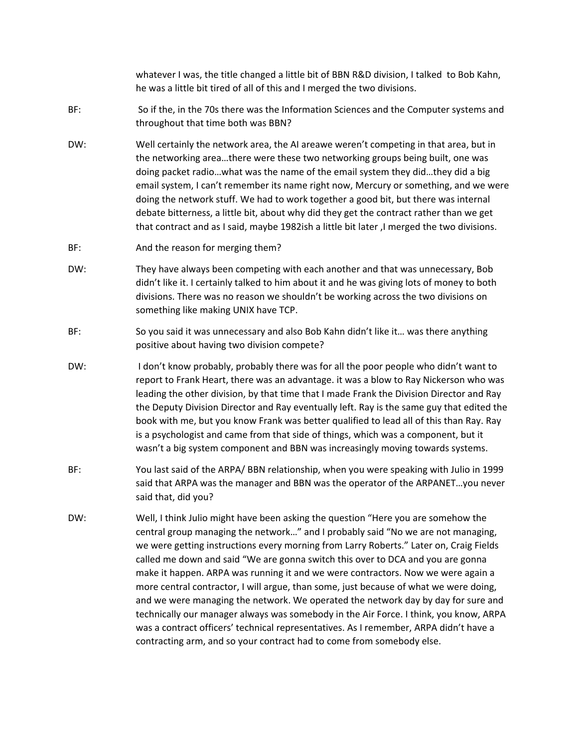whatever I was, the title changed a little bit of BBN R&D division, I talked to Bob Kahn, he was a little bit tired of all of this and I merged the two divisions.

BF: So if the, in the 70s there was the Information Sciences and the Computer systems and throughout that time both was BBN?

DW: Well certainly the network area, the AI areawe weren't competing in that area, but in the networking area…there were these two networking groups being built, one was doing packet radio…what was the name of the email system they did…they did a big email system, I can't remember its name right now, Mercury or something, and we were doing the network stuff. We had to work together a good bit, but there was internal debate bitterness, a little bit, about why did they get the contract rather than we get that contract and as I said, maybe 1982ish a little bit later ,I merged the two divisions.

BF: And the reason for merging them?

DW: They have always been competing with each another and that was unnecessary, Bob didn't like it. I certainly talked to him about it and he was giving lots of money to both divisions. There was no reason we shouldn't be working across the two divisions on something like making UNIX have TCP.

BF: So you said it was unnecessary and also Bob Kahn didn't like it… was there anything positive about having two division compete?

DW: I don't know probably, probably there was for all the poor people who didn't want to report to Frank Heart, there was an advantage. it was a blow to Ray Nickerson who was leading the other division, by that time that I made Frank the Division Director and Ray the Deputy Division Director and Ray eventually left. Ray is the same guy that edited the book with me, but you know Frank was better qualified to lead all of this than Ray. Ray is a psychologist and came from that side of things, which was a component, but it wasn't a big system component and BBN was increasingly moving towards systems.

BF: You last said of the ARPA/ BBN relationship, when you were speaking with Julio in 1999 said that ARPA was the manager and BBN was the operator of the ARPANET…you never said that, did you?

DW: Well, I think Julio might have been asking the question "Here you are somehow the central group managing the network…" and I probably said "No we are not managing, we were getting instructions every morning from Larry Roberts." Later on, Craig Fields called me down and said "We are gonna switch this over to DCA and you are gonna make it happen. ARPA was running it and we were contractors. Now we were again a more central contractor, I will argue, than some, just because of what we were doing, and we were managing the network. We operated the network day by day for sure and technically our manager always was somebody in the Air Force. I think, you know, ARPA was a contract officers' technical representatives. As I remember, ARPA didn't have a contracting arm, and so your contract had to come from somebody else.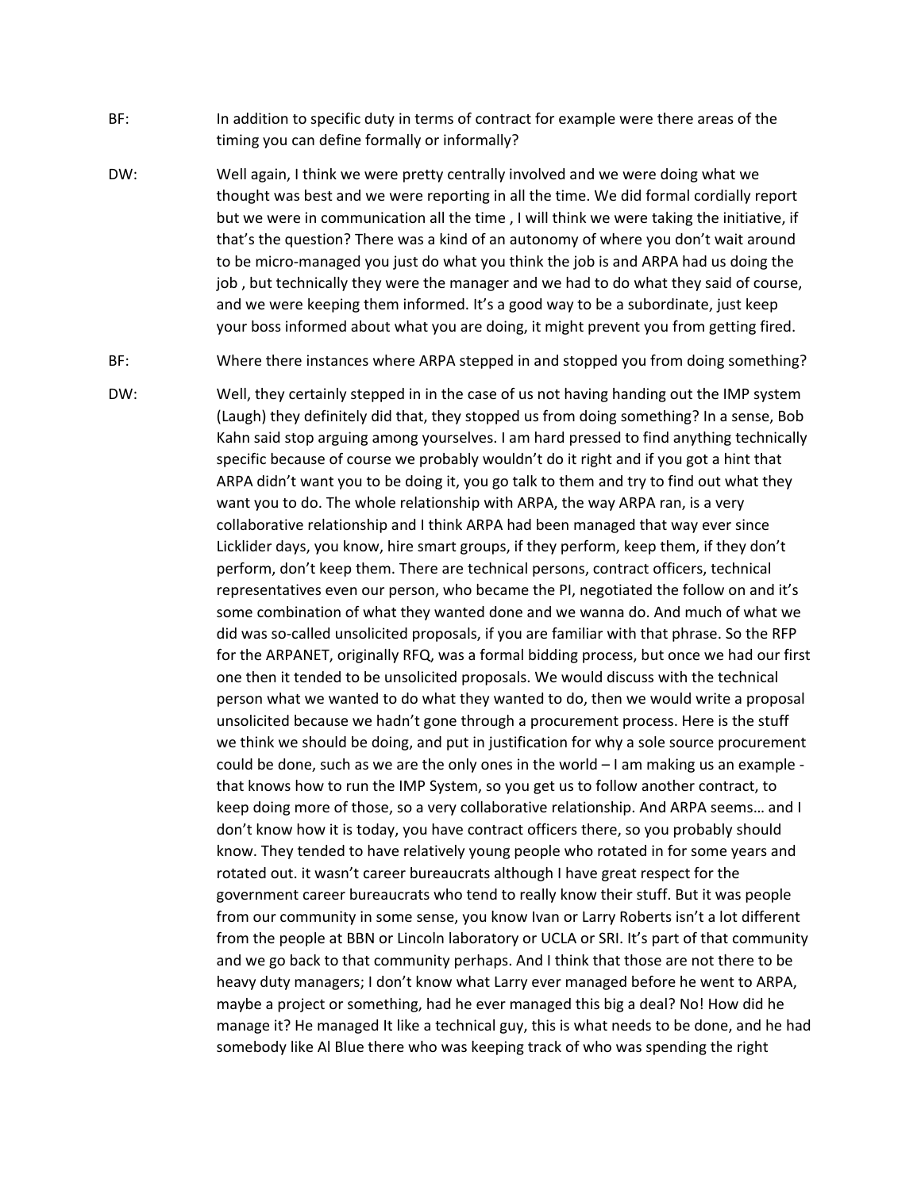BF: In addition to specific duty in terms of contract for example were there areas of the timing you can define formally or informally?

DW: Well again, I think we were pretty centrally involved and we were doing what we thought was best and we were reporting in all the time. We did formal cordially report but we were in communication all the time , I will think we were taking the initiative, if that's the question? There was a kind of an autonomy of where you don't wait around to be micro-managed you just do what you think the job is and ARPA had us doing the job , but technically they were the manager and we had to do what they said of course, and we were keeping them informed. It's a good way to be a subordinate, just keep your boss informed about what you are doing, it might prevent you from getting fired.

BF: Where there instances where ARPA stepped in and stopped you from doing something?

DW: Well, they certainly stepped in in the case of us not having handing out the IMP system (Laugh) they definitely did that, they stopped us from doing something? In a sense, Bob Kahn said stop arguing among yourselves. I am hard pressed to find anything technically specific because of course we probably wouldn't do it right and if you got a hint that ARPA didn't want you to be doing it, you go talk to them and try to find out what they want you to do. The whole relationship with ARPA, the way ARPA ran, is a very collaborative relationship and I think ARPA had been managed that way ever since Licklider days, you know, hire smart groups, if they perform, keep them, if they don't perform, don't keep them. There are technical persons, contract officers, technical representatives even our person, who became the PI, negotiated the follow on and it's some combination of what they wanted done and we wanna do. And much of what we did was so-called unsolicited proposals, if you are familiar with that phrase. So the RFP for the ARPANET, originally RFQ, was a formal bidding process, but once we had our first one then it tended to be unsolicited proposals. We would discuss with the technical person what we wanted to do what they wanted to do, then we would write a proposal unsolicited because we hadn't gone through a procurement process. Here is the stuff we think we should be doing, and put in justification for why a sole source procurement could be done, such as we are the only ones in the world – I am making us an example - that knows how to run the IMP System, so you get us to follow another contract, to keep doing more of those, so a very collaborative relationship. And ARPA seems… and I don't know how it is today, you have contract officers there, so you probably should know. They tended to have relatively young people who rotated in for some years and rotated out. it wasn't career bureaucrats although I have great respect for the government career bureaucrats who tend to really know their stuff. But it was people from our community in some sense, you know Ivan or Larry Roberts isn't a lot different from the people at BBN or Lincoln laboratory or UCLA or SRI. It's part of that community and we go back to that community perhaps. And I think that those are not there to be heavy duty managers; I don't know what Larry ever managed before he went to ARPA, maybe a project or something, had he ever managed this big a deal? No! How did he manage it? He managed It like a technical guy, this is what needs to be done, and he had somebody like Al Blue there who was keeping track of who was spending the right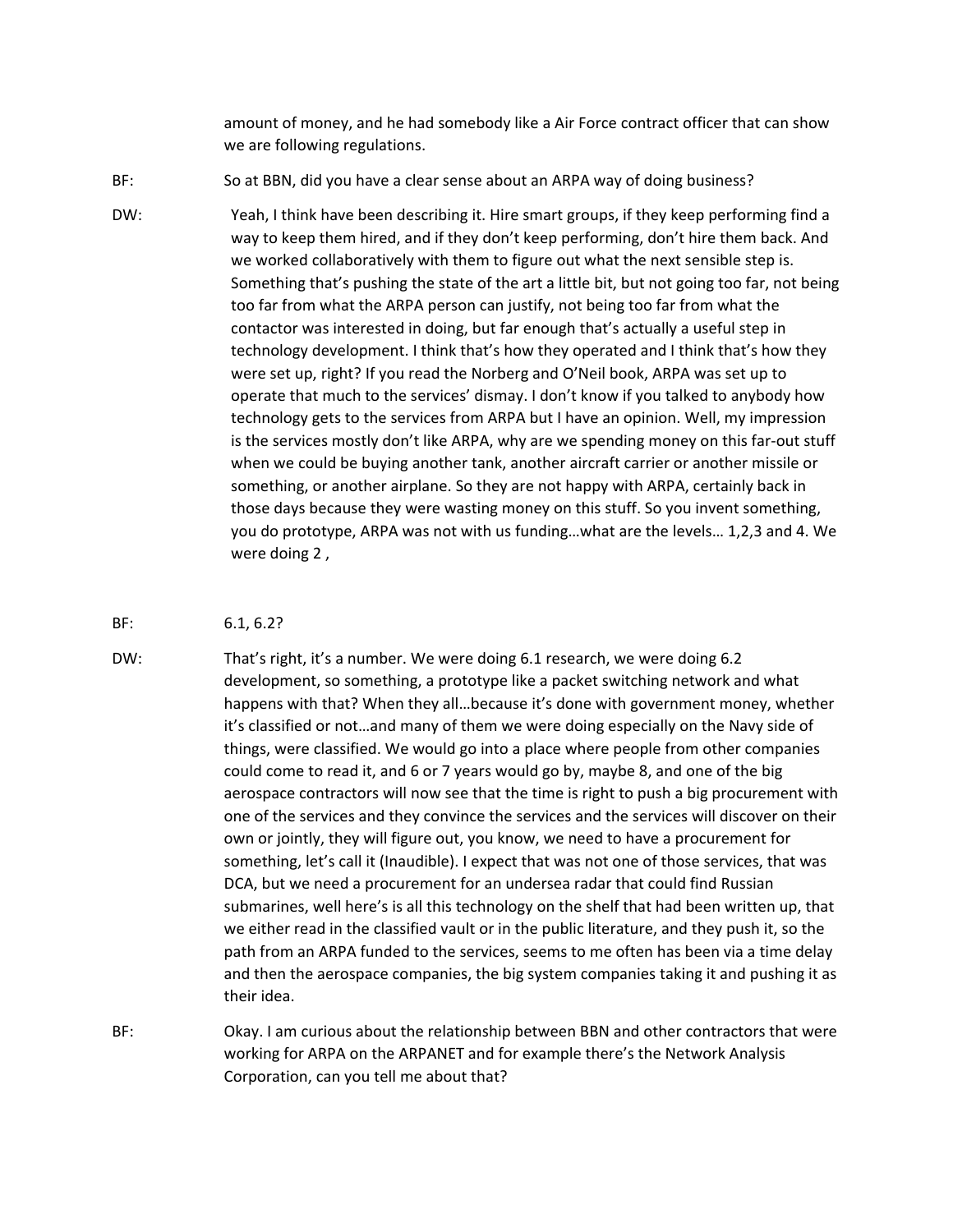amount of money, and he had somebody like a Air Force contract officer that can show we are following regulations.

BF: So at BBN, did you have a clear sense about an ARPA way of doing business?

DW: Yeah, I think have been describing it. Hire smart groups, if they keep performing find a way to keep them hired, and if they don't keep performing, don't hire them back. And we worked collaboratively with them to figure out what the next sensible step is. Something that's pushing the state of the art a little bit, but not going too far, not being too far from what the ARPA person can justify, not being too far from what the contactor was interested in doing, but far enough that's actually a useful step in technology development. I think that's how they operated and I think that's how they were set up, right? If you read the Norberg and O'Neil book, ARPA was set up to operate that much to the services' dismay. I don't know if you talked to anybody how technology gets to the services from ARPA but I have an opinion. Well, my impression is the services mostly don't like ARPA, why are we spending money on this far-out stuff when we could be buying another tank, another aircraft carrier or another missile or something, or another airplane. So they are not happy with ARPA, certainly back in those days because they were wasting money on this stuff. So you invent something, you do prototype, ARPA was not with us funding…what are the levels… 1,2,3 and 4. We were doing 2 ,

BF: 6.1, 6.2?

DW: That's right, it's a number. We were doing 6.1 research, we were doing 6.2 development, so something, a prototype like a packet switching network and what happens with that? When they all…because it's done with government money, whether it's classified or not…and many of them we were doing especially on the Navy side of things, were classified. We would go into a place where people from other companies could come to read it, and 6 or 7 years would go by, maybe 8, and one of the big aerospace contractors will now see that the time is right to push a big procurement with one of the services and they convince the services and the services will discover on their own or jointly, they will figure out, you know, we need to have a procurement for something, let's call it (Inaudible). I expect that was not one of those services, that was DCA, but we need a procurement for an undersea radar that could find Russian submarines, well here's is all this technology on the shelf that had been written up, that we either read in the classified vault or in the public literature, and they push it, so the path from an ARPA funded to the services, seems to me often has been via a time delay and then the aerospace companies, the big system companies taking it and pushing it as their idea.

BF: Okay. I am curious about the relationship between BBN and other contractors that were working for ARPA on the ARPANET and for example there's the Network Analysis Corporation, can you tell me about that?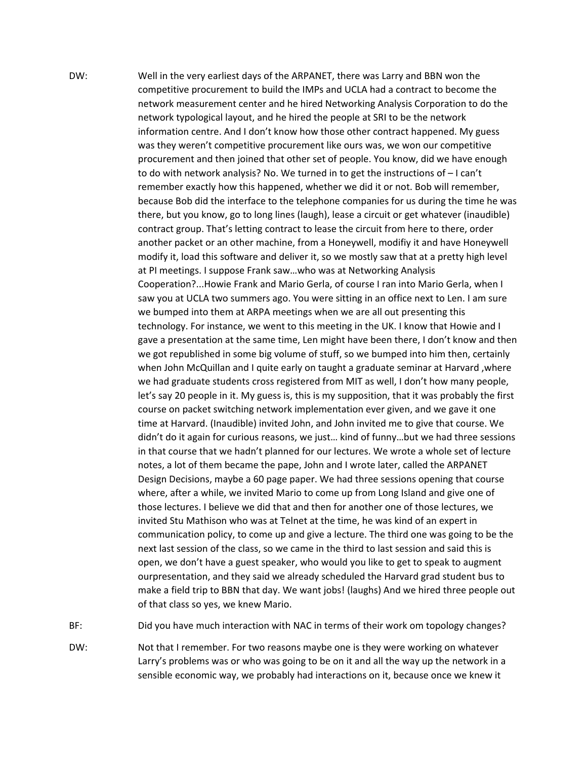DW: Well in the very earliest days of the ARPANET, there was Larry and BBN won the competitive procurement to build the IMPs and UCLA had a contract to become the network measurement center and he hired Networking Analysis Corporation to do the network typological layout, and he hired the people at SRI to be the network information centre. And I don't know how those other contract happened. My guess was they weren't competitive procurement like ours was, we won our competitive procurement and then joined that other set of people. You know, did we have enough to do with network analysis? No. We turned in to get the instructions of – I can't remember exactly how this happened, whether we did it or not. Bob will remember, because Bob did the interface to the telephone companies for us during the time he was there, but you know, go to long lines (laugh), lease a circuit or get whatever (inaudible) contract group. That's letting contract to lease the circuit from here to there, order another packet or an other machine, from a Honeywell, modifiy it and have Honeywell modify it, load this software and deliver it, so we mostly saw that at a pretty high level at PI meetings. I suppose Frank saw…who was at Networking Analysis Cooperation?...Howie Frank and Mario Gerla, of course I ran into Mario Gerla, when I saw you at UCLA two summers ago. You were sitting in an office next to Len. I am sure we bumped into them at ARPA meetings when we are all out presenting this technology. For instance, we went to this meeting in the UK. I know that Howie and I gave a presentation at the same time, Len might have been there, I don't know and then we got republished in some big volume of stuff, so we bumped into him then, certainly when John McQuillan and I quite early on taught a graduate seminar at Harvard ,where we had graduate students cross registered from MIT as well, I don't how many people, let's say 20 people in it. My guess is, this is my supposition, that it was probably the first course on packet switching network implementation ever given, and we gave it one time at Harvard. (Inaudible) invited John, and John invited me to give that course. We didn't do it again for curious reasons, we just… kind of funny…but we had three sessions in that course that we hadn't planned for our lectures. We wrote a whole set of lecture notes, a lot of them became the pape, John and I wrote later, called the ARPANET Design Decisions, maybe a 60 page paper. We had three sessions opening that course where, after a while, we invited Mario to come up from Long Island and give one of those lectures. I believe we did that and then for another one of those lectures, we invited Stu Mathison who was at Telnet at the time, he was kind of an expert in communication policy, to come up and give a lecture. The third one was going to be the next last session of the class, so we came in the third to last session and said this is open, we don't have a guest speaker, who would you like to get to speak to augment ourpresentation, and they said we already scheduled the Harvard grad student bus to make a field trip to BBN that day. We want jobs! (laughs) And we hired three people out of that class so yes, we knew Mario.

BF: Did you have much interaction with NAC in terms of their work om topology changes?

DW: Not that I remember. For two reasons maybe one is they were working on whatever Larry's problems was or who was going to be on it and all the way up the network in a sensible economic way, we probably had interactions on it, because once we knew it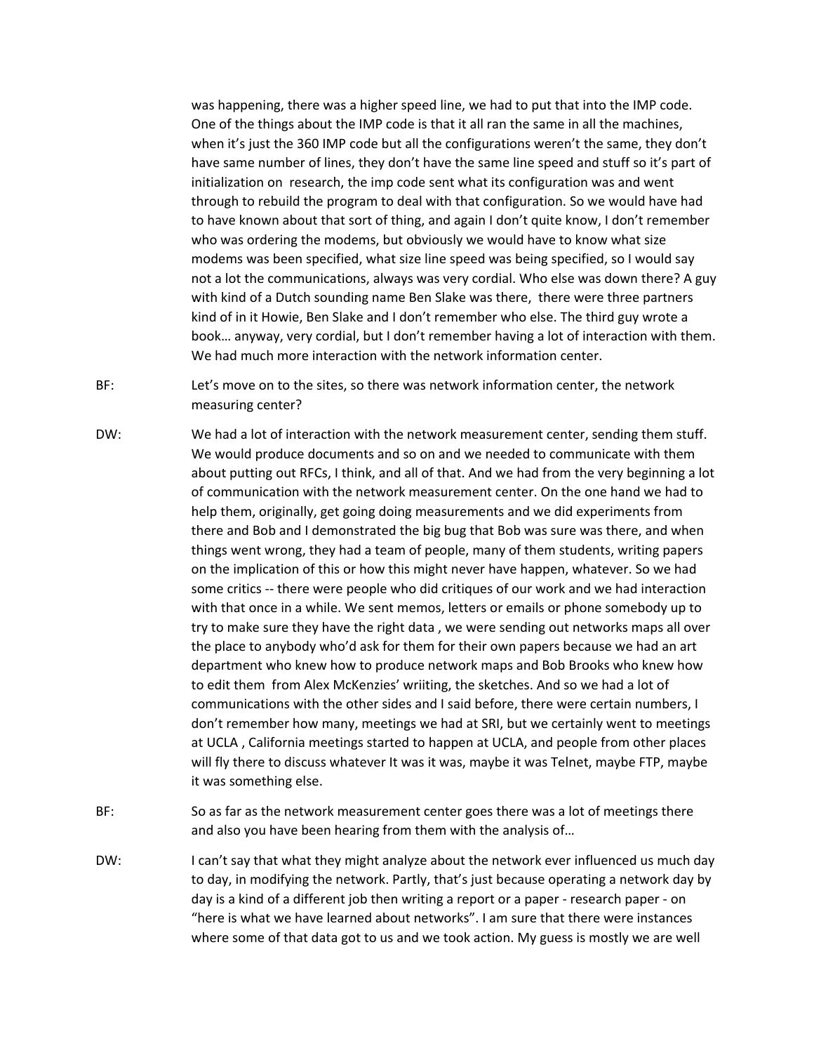was happening, there was a higher speed line, we had to put that into the IMP code. One of the things about the IMP code is that it all ran the same in all the machines, when it's just the 360 IMP code but all the configurations weren't the same, they don't have same number of lines, they don't have the same line speed and stuff so it's part of initialization on research, the imp code sent what its configuration was and went through to rebuild the program to deal with that configuration. So we would have had to have known about that sort of thing, and again I don't quite know, I don't remember who was ordering the modems, but obviously we would have to know what size modems was been specified, what size line speed was being specified, so I would say not a lot the communications, always was very cordial. Who else was down there? A guy with kind of a Dutch sounding name Ben Slake was there, there were three partners kind of in it Howie, Ben Slake and I don't remember who else. The third guy wrote a book… anyway, very cordial, but I don't remember having a lot of interaction with them. We had much more interaction with the network information center.

BF: Let's move on to the sites, so there was network information center, the network measuring center?

DW: We had a lot of interaction with the network measurement center, sending them stuff. We would produce documents and so on and we needed to communicate with them about putting out RFCs, I think, and all of that. And we had from the very beginning a lot of communication with the network measurement center. On the one hand we had to help them, originally, get going doing measurements and we did experiments from there and Bob and I demonstrated the big bug that Bob was sure was there, and when things went wrong, they had a team of people, many of them students, writing papers on the implication of this or how this might never have happen, whatever. So we had some critics -- there were people who did critiques of our work and we had interaction with that once in a while. We sent memos, letters or emails or phone somebody up to try to make sure they have the right data , we were sending out networks maps all over the place to anybody who'd ask for them for their own papers because we had an art department who knew how to produce network maps and Bob Brooks who knew how to edit them from Alex McKenzies' wriiting, the sketches. And so we had a lot of communications with the other sides and I said before, there were certain numbers, I don't remember how many, meetings we had at SRI, but we certainly went to meetings at UCLA , California meetings started to happen at UCLA, and people from other places will fly there to discuss whatever It was it was, maybe it was Telnet, maybe FTP, maybe it was something else.

BF: So as far as the network measurement center goes there was a lot of meetings there and also you have been hearing from them with the analysis of…

DW: I can't say that what they might analyze about the network ever influenced us much day to day, in modifying the network. Partly, that's just because operating a network day by day is a kind of a different job then writing a report or a paper - research paper - on "here is what we have learned about networks". I am sure that there were instances where some of that data got to us and we took action. My guess is mostly we are well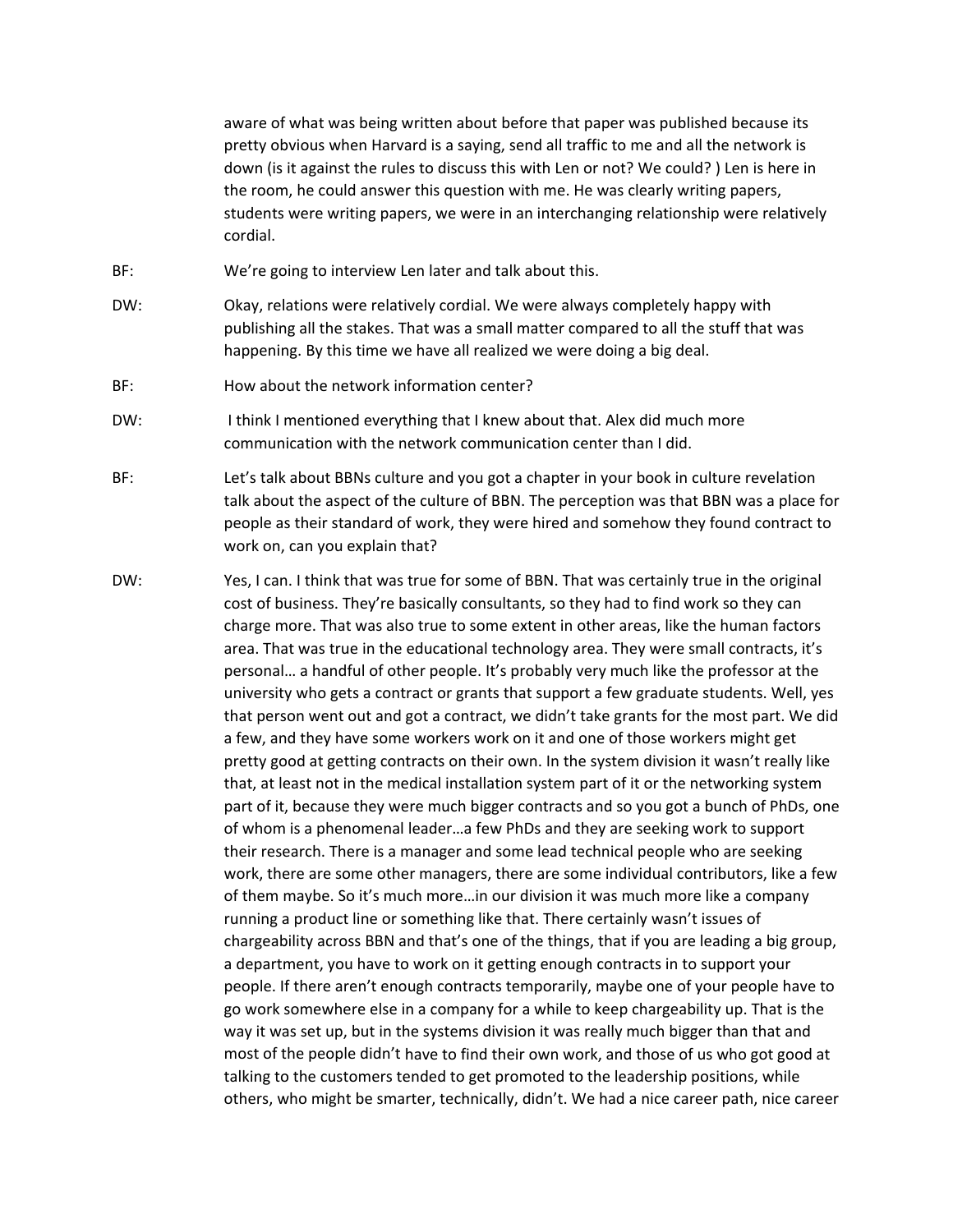aware of what was being written about before that paper was published because its pretty obvious when Harvard is a saying, send all traffic to me and all the network is down (is it against the rules to discuss this with Len or not? We could? ) Len is here in the room, he could answer this question with me. He was clearly writing papers, students were writing papers, we were in an interchanging relationship were relatively cordial.

BF: We're going to interview Len later and talk about this.

DW: Okay, relations were relatively cordial. We were always completely happy with publishing all the stakes. That was a small matter compared to all the stuff that was happening. By this time we have all realized we were doing a big deal.

BF: How about the network information center?

DW: I think I mentioned everything that I knew about that. Alex did much more communication with the network communication center than I did.

BF: Let's talk about BBNs culture and you got a chapter in your book in culture revelation talk about the aspect of the culture of BBN. The perception was that BBN was a place for people as their standard of work, they were hired and somehow they found contract to work on, can you explain that?

DW: Yes, I can. I think that was true for some of BBN. That was certainly true in the original cost of business. They're basically consultants, so they had to find work so they can charge more. That was also true to some extent in other areas, like the human factors area. That was true in the educational technology area. They were small contracts, it's personal… a handful of other people. It's probably very much like the professor at the university who gets a contract or grants that support a few graduate students. Well, yes that person went out and got a contract, we didn't take grants for the most part. We did a few, and they have some workers work on it and one of those workers might get pretty good at getting contracts on their own. In the system division it wasn't really like that, at least not in the medical installation system part of it or the networking system part of it, because they were much bigger contracts and so you got a bunch of PhDs, one of whom is a phenomenal leader…a few PhDs and they are seeking work to support their research. There is a manager and some lead technical people who are seeking work, there are some other managers, there are some individual contributors, like a few of them maybe. So it's much more…in our division it was much more like a company running a product line or something like that. There certainly wasn't issues of chargeability across BBN and that's one of the things, that if you are leading a big group, a department, you have to work on it getting enough contracts in to support your people. If there aren't enough contracts temporarily, maybe one of your people have to go work somewhere else in a company for a while to keep chargeability up. That is the way it was set up, but in the systems division it was really much bigger than that and most of the people didn't have to find their own work, and those of us who got good at talking to the customers tended to get promoted to the leadership positions, while others, who might be smarter, technically, didn't. We had a nice career path, nice career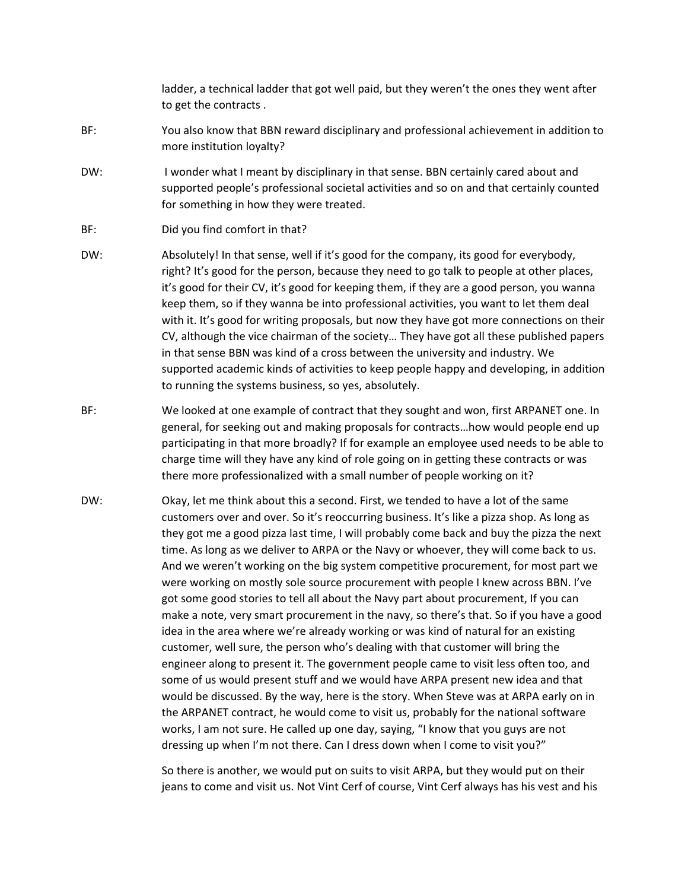ladder, a technical ladder that got well paid, but they weren't the ones they went after to get the contracts .

BF: You also know that BBN reward disciplinary and professional achievement in addition to more institution loyalty?

DW: I wonder what I meant by disciplinary in that sense. BBN certainly cared about and supported people's professional societal activities and so on and that certainly counted for something in how they were treated.

BF: Did you find comfort in that?

DW: Absolutely! In that sense, well if it's good for the company, its good for everybody, right? It's good for the person, because they need to go talk to people at other places, it's good for their CV, it's good for keeping them, if they are a good person, you wanna keep them, so if they wanna be into professional activities, you want to let them deal with it. It's good for writing proposals, but now they have got more connections on their CV, although the vice chairman of the society… They have got all these published papers in that sense BBN was kind of a cross between the university and industry. We supported academic kinds of activities to keep people happy and developing, in addition to running the systems business, so yes, absolutely.

BF: We looked at one example of contract that they sought and won, first ARPANET one. In general, for seeking out and making proposals for contracts…how would people end up participating in that more broadly? If for example an employee used needs to be able to charge time will they have any kind of role going on in getting these contracts or was there more professionalized with a small number of people working on it?

DW: Okay, let me think about this a second. First, we tended to have a lot of the same customers over and over. So it's reoccurring business. It's like a pizza shop. As long as they got me a good pizza last time, I will probably come back and buy the pizza the next time. As long as we deliver to ARPA or the Navy or whoever, they will come back to us. And we weren't working on the big system competitive procurement, for most part we were working on mostly sole source procurement with people I knew across BBN. I've got some good stories to tell all about the Navy part about procurement, If you can make a note, very smart procurement in the navy, so there's that. So if you have a good idea in the area where we're already working or was kind of natural for an existing customer, well sure, the person who's dealing with that customer will bring the engineer along to present it. The government people came to visit less often too, and some of us would present stuff and we would have ARPA present new idea and that would be discussed. By the way, here is the story. When Steve was at ARPA early on in the ARPANET contract, he would come to visit us, probably for the national software works, I am not sure. He called up one day, saying, "I know that you guys are not dressing up when I'm not there. Can I dress down when I come to visit you?"

So there is another, we would put on suits to visit ARPA, but they would put on their jeans to come and visit us. Not Vint Cerf of course, Vint Cerf always has his vest and his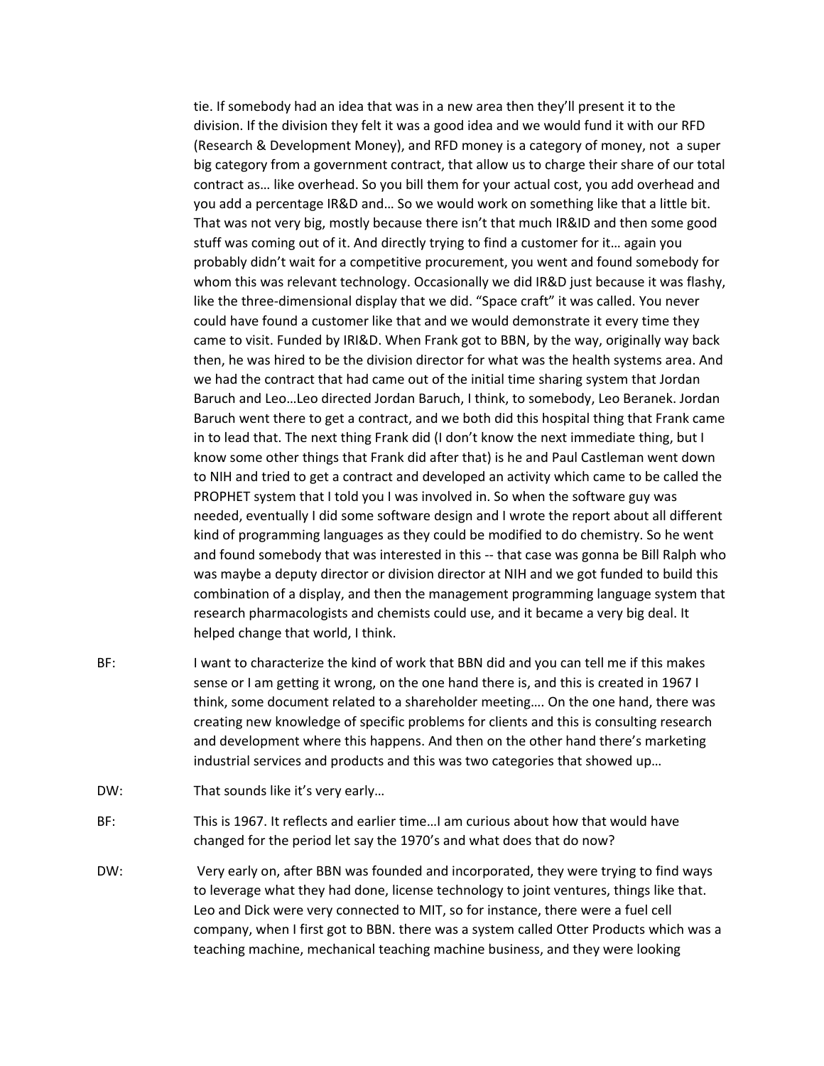tie. If somebody had an idea that was in a new area then they'll present it to the division. If the division they felt it was a good idea and we would fund it with our RFD (Research & Development Money), and RFD money is a category of money, not a super big category from a government contract, that allow us to charge their share of our total contract as… like overhead. So you bill them for your actual cost, you add overhead and you add a percentage IR&D and… So we would work on something like that a little bit. That was not very big, mostly because there isn't that much IR&ID and then some good stuff was coming out of it. And directly trying to find a customer for it… again you probably didn't wait for a competitive procurement, you went and found somebody for whom this was relevant technology. Occasionally we did IR&D just because it was flashy, like the three-dimensional display that we did. "Space craft" it was called. You never could have found a customer like that and we would demonstrate it every time they came to visit. Funded by IRI&D. When Frank got to BBN, by the way, originally way back then, he was hired to be the division director for what was the health systems area. And we had the contract that had came out of the initial time sharing system that Jordan Baruch and Leo…Leo directed Jordan Baruch, I think, to somebody, Leo Beranek. Jordan Baruch went there to get a contract, and we both did this hospital thing that Frank came in to lead that. The next thing Frank did (I don't know the next immediate thing, but I know some other things that Frank did after that) is he and Paul Castleman went down to NIH and tried to get a contract and developed an activity which came to be called the PROPHET system that I told you I was involved in. So when the software guy was needed, eventually I did some software design and I wrote the report about all different kind of programming languages as they could be modified to do chemistry. So he went and found somebody that was interested in this -- that case was gonna be Bill Ralph who was maybe a deputy director or division director at NIH and we got funded to build this combination of a display, and then the management programming language system that research pharmacologists and chemists could use, and it became a very big deal. It helped change that world, I think.

BF: I want to characterize the kind of work that BBN did and you can tell me if this makes sense or I am getting it wrong, on the one hand there is, and this is created in 1967 I think, some document related to a shareholder meeting…. On the one hand, there was creating new knowledge of specific problems for clients and this is consulting research and development where this happens. And then on the other hand there's marketing industrial services and products and this was two categories that showed up…

DW: That sounds like it's very early…

BF: This is 1967. It reflects and earlier time…I am curious about how that would have changed for the period let say the 1970's and what does that do now?

DW: Very early on, after BBN was founded and incorporated, they were trying to find ways to leverage what they had done, license technology to joint ventures, things like that. Leo and Dick were very connected to MIT, so for instance, there were a fuel cell company, when I first got to BBN. there was a system called Otter Products which was a teaching machine, mechanical teaching machine business, and they were looking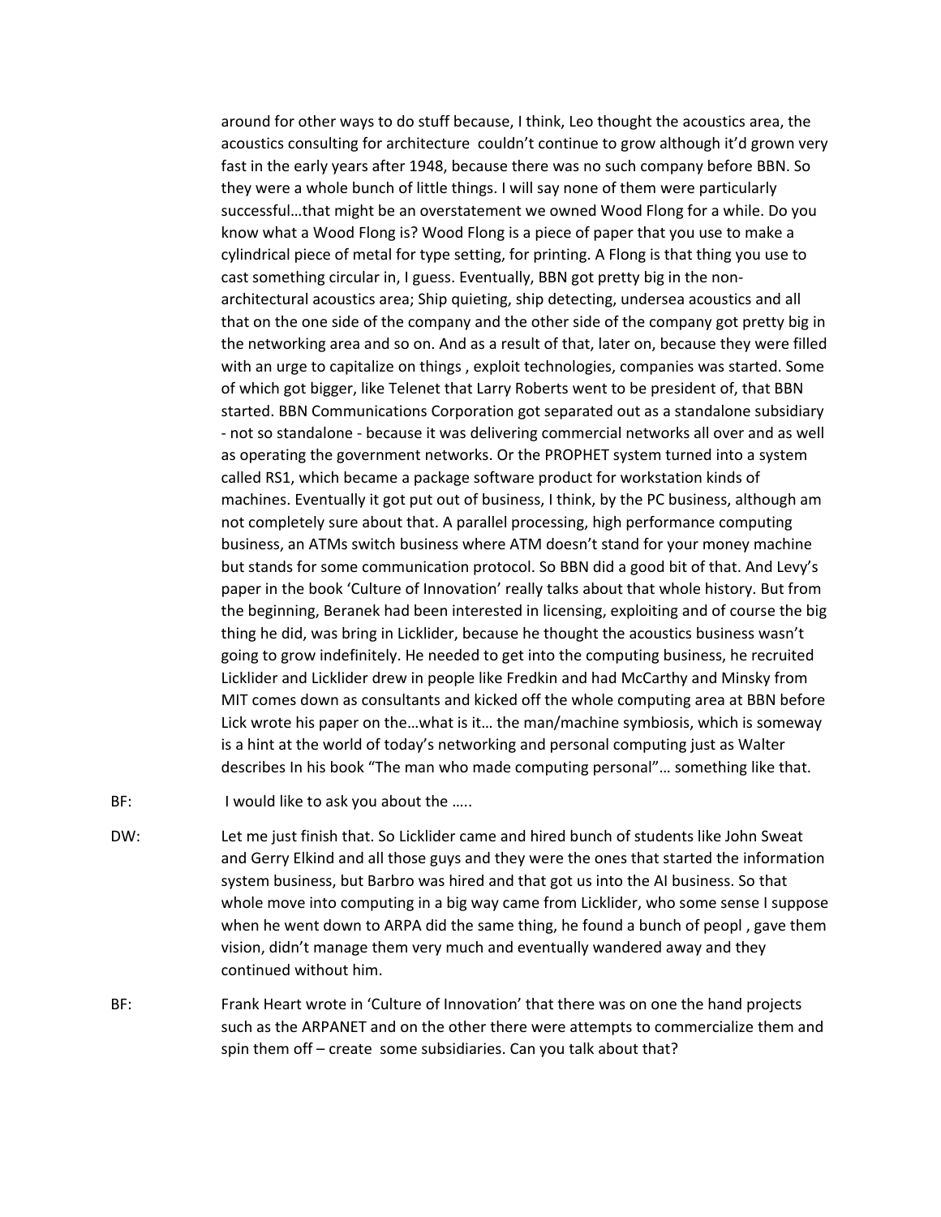around for other ways to do stuff because, I think, Leo thought the acoustics area, the acoustics consulting for architecture couldn't continue to grow although it'd grown very fast in the early years after 1948, because there was no such company before BBN. So they were a whole bunch of little things. I will say none of them were particularly successful…that might be an overstatement we owned Wood Flong for a while. Do you know what a Wood Flong is? Wood Flong is a piece of paper that you use to make a cylindrical piece of metal for type setting, for printing. A Flong is that thing you use to cast something circular in, I guess. Eventually, BBN got pretty big in the non-architectural acoustics area; Ship quieting, ship detecting, undersea acoustics and all that on the one side of the company and the other side of the company got pretty big in the networking area and so on. And as a result of that, later on, because they were filled with an urge to capitalize on things , exploit technologies, companies was started. Some of which got bigger, like Telenet that Larry Roberts went to be president of, that BBN started. BBN Communications Corporation got separated out as a standalone subsidiary - not so standalone - because it was delivering commercial networks all over and as well as operating the government networks. Or the PROPHET system turned into a system called RS1, which became a package software product for workstation kinds of machines. Eventually it got put out of business, I think, by the PC business, although am not completely sure about that. A parallel processing, high performance computing business, an ATMs switch business where ATM doesn't stand for your money machine but stands for some communication protocol. So BBN did a good bit of that. And Levy's paper in the book 'Culture of Innovation' really talks about that whole history. But from the beginning, Beranek had been interested in licensing, exploiting and of course the big thing he did, was bring in Licklider, because he thought the acoustics business wasn't going to grow indefinitely. He needed to get into the computing business, he recruited Licklider and Licklider drew in people like Fredkin and had McCarthy and Minsky from MIT comes down as consultants and kicked off the whole computing area at BBN before Lick wrote his paper on the…what is it… the man/machine symbiosis, which is someway is a hint at the world of today's networking and personal computing just as Walter describes In his book "The man who made computing personal"… something like that.

BF: I would like to ask you about the …..

DW: Let me just finish that. So Licklider came and hired bunch of students like John Sweat and Gerry Elkind and all those guys and they were the ones that started the information system business, but Barbro was hired and that got us into the AI business. So that whole move into computing in a big way came from Licklider, who some sense I suppose when he went down to ARPA did the same thing, he found a bunch of peopl , gave them vision, didn't manage them very much and eventually wandered away and they continued without him.

BF: Frank Heart wrote in 'Culture of Innovation' that there was on one the hand projects such as the ARPANET and on the other there were attempts to commercialize them and spin them off – create some subsidiaries. Can you talk about that?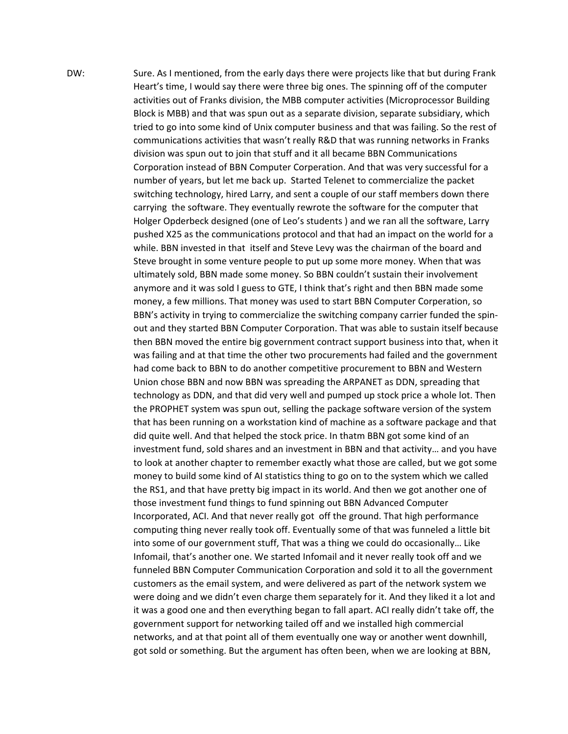DW: Sure. As I mentioned, from the early days there were projects like that but during Frank Heart's time, I would say there were three big ones. The spinning off of the computer activities out of Franks division, the MBB computer activities (Microprocessor Building Block is MBB) and that was spun out as a separate division, separate subsidiary, which tried to go into some kind of Unix computer business and that was failing. So the rest of communications activities that wasn't really R&D that was running networks in Franks division was spun out to join that stuff and it all became BBN Communications Corporation instead of BBN Computer Corperation. And that was very successful for a number of years, but let me back up. Started Telenet to commercialize the packet switching technology, hired Larry, and sent a couple of our staff members down there carrying the software. They eventually rewrote the software for the computer that Holger Opderbeck designed (one of Leo's students ) and we ran all the software, Larry pushed X25 as the communications protocol and that had an impact on the world for a while. BBN invested in that itself and Steve Levy was the chairman of the board and Steve brought in some venture people to put up some more money. When that was ultimately sold, BBN made some money. So BBN couldn't sustain their involvement anymore and it was sold I guess to GTE, I think that's right and then BBN made some money, a few millions. That money was used to start BBN Computer Corperation, so BBN's activity in trying to commercialize the switching company carrier funded the spin-out and they started BBN Computer Corporation. That was able to sustain itself because then BBN moved the entire big government contract support business into that, when it was failing and at that time the other two procurements had failed and the government had come back to BBN to do another competitive procurement to BBN and Western Union chose BBN and now BBN was spreading the ARPANET as DDN, spreading that technology as DDN, and that did very well and pumped up stock price a whole lot. Then the PROPHET system was spun out, selling the package software version of the system that has been running on a workstation kind of machine as a software package and that did quite well. And that helped the stock price. In thatm BBN got some kind of an investment fund, sold shares and an investment in BBN and that activity… and you have to look at another chapter to remember exactly what those are called, but we got some money to build some kind of AI statistics thing to go on to the system which we called the RS1, and that have pretty big impact in its world. And then we got another one of those investment fund things to fund spinning out BBN Advanced Computer Incorporated, ACI. And that never really got off the ground. That high performance computing thing never really took off. Eventually some of that was funneled a little bit into some of our government stuff, That was a thing we could do occasionally… Like Infomail, that's another one. We started Infomail and it never really took off and we funneled BBN Computer Communication Corporation and sold it to all the government customers as the email system, and were delivered as part of the network system we were doing and we didn't even charge them separately for it. And they liked it a lot and it was a good one and then everything began to fall apart. ACI really didn't take off, the government support for networking tailed off and we installed high commercial networks, and at that point all of them eventually one way or another went downhill, got sold or something. But the argument has often been, when we are looking at BBN,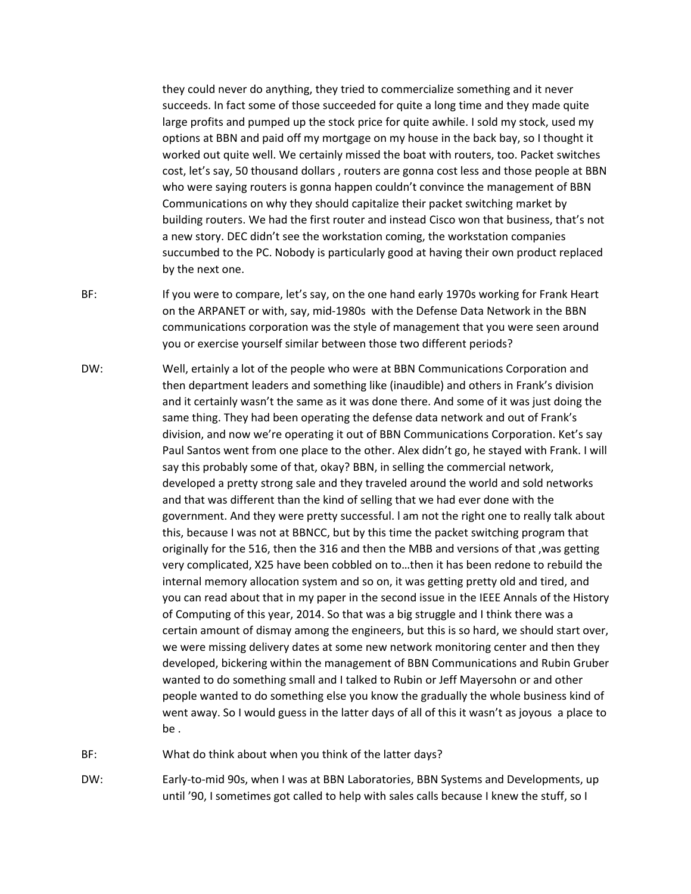they could never do anything, they tried to commercialize something and it never succeeds. In fact some of those succeeded for quite a long time and they made quite large profits and pumped up the stock price for quite awhile. I sold my stock, used my options at BBN and paid off my mortgage on my house in the back bay, so I thought it worked out quite well. We certainly missed the boat with routers, too. Packet switches cost, let's say, 50 thousand dollars , routers are gonna cost less and those people at BBN who were saying routers is gonna happen couldn't convince the management of BBN Communications on why they should capitalize their packet switching market by building routers. We had the first router and instead Cisco won that business, that's not a new story. DEC didn't see the workstation coming, the workstation companies succumbed to the PC. Nobody is particularly good at having their own product replaced by the next one.

BF: If you were to compare, let's say, on the one hand early 1970s working for Frank Heart on the ARPANET or with, say, mid-1980s with the Defense Data Network in the BBN communications corporation was the style of management that you were seen around you or exercise yourself similar between those two different periods?

DW: Well, ertainly a lot of the people who were at BBN Communications Corporation and then department leaders and something like (inaudible) and others in Frank's division and it certainly wasn't the same as it was done there. And some of it was just doing the same thing. They had been operating the defense data network and out of Frank's division, and now we're operating it out of BBN Communications Corporation. Ket's say Paul Santos went from one place to the other. Alex didn't go, he stayed with Frank. I will say this probably some of that, okay? BBN, in selling the commercial network, developed a pretty strong sale and they traveled around the world and sold networks and that was different than the kind of selling that we had ever done with the government. And they were pretty successful. l am not the right one to really talk about this, because I was not at BBNCC, but by this time the packet switching program that originally for the 516, then the 316 and then the MBB and versions of that ,was getting very complicated, X25 have been cobbled on to…then it has been redone to rebuild the internal memory allocation system and so on, it was getting pretty old and tired, and you can read about that in my paper in the second issue in the IEEE Annals of the History of Computing of this year, 2014. So that was a big struggle and I think there was a certain amount of dismay among the engineers, but this is so hard, we should start over, we were missing delivery dates at some new network monitoring center and then they developed, bickering within the management of BBN Communications and Rubin Gruber wanted to do something small and I talked to Rubin or Jeff Mayersohn or and other people wanted to do something else you know the gradually the whole business kind of went away. So I would guess in the latter days of all of this it wasn't as joyous a place to be .

BF: What do think about when you think of the latter days?

DW: Early-to-mid 90s, when I was at BBN Laboratories, BBN Systems and Developments, up until '90, I sometimes got called to help with sales calls because I knew the stuff, so I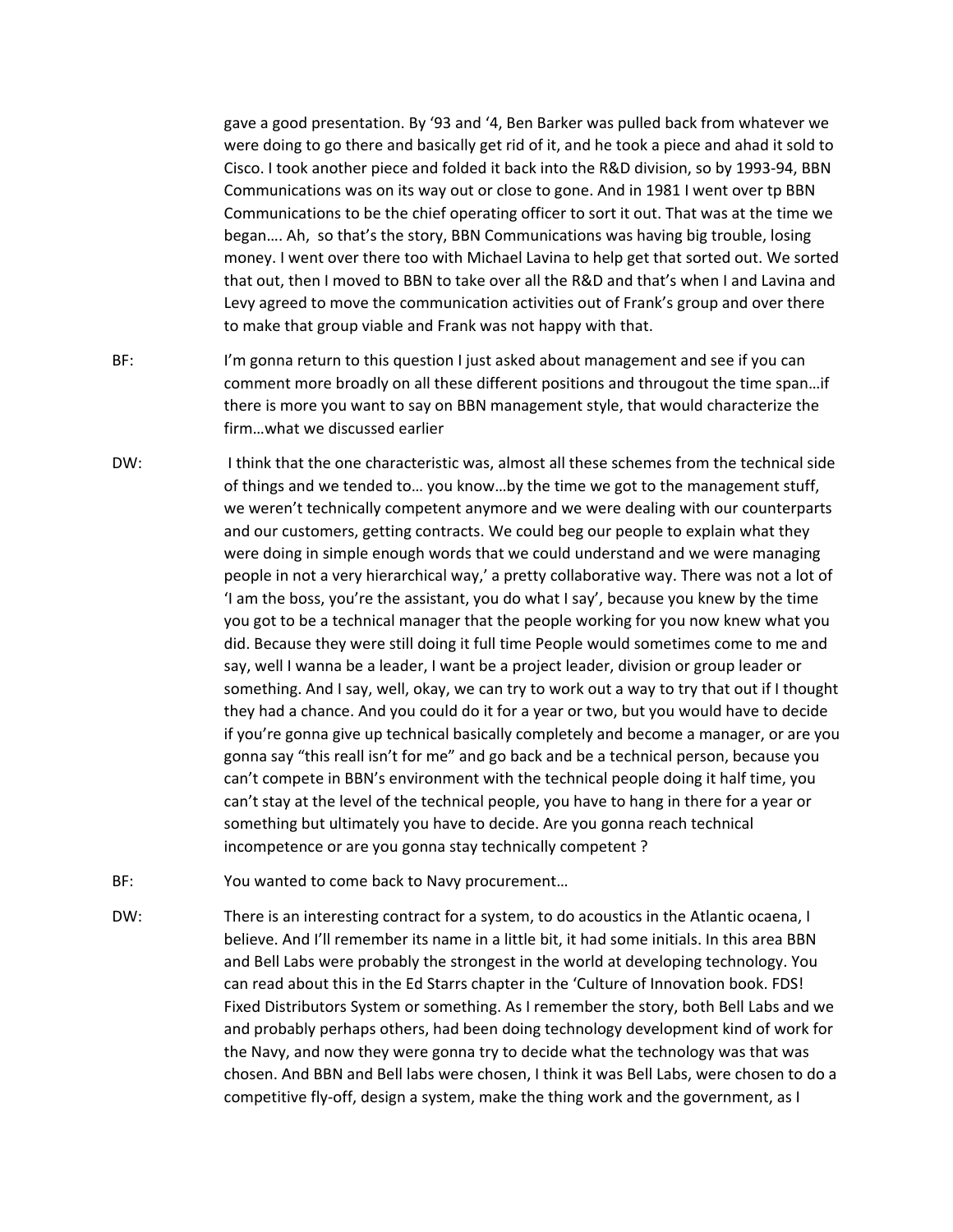gave a good presentation. By '93 and '4, Ben Barker was pulled back from whatever we were doing to go there and basically get rid of it, and he took a piece and ahad it sold to Cisco. I took another piece and folded it back into the R&D division, so by 1993-94, BBN Communications was on its way out or close to gone. And in 1981 I went over tp BBN Communications to be the chief operating officer to sort it out. That was at the time we began…. Ah, so that's the story, BBN Communications was having big trouble, losing money. I went over there too with Michael Lavina to help get that sorted out. We sorted that out, then I moved to BBN to take over all the R&D and that's when I and Lavina and Levy agreed to move the communication activities out of Frank's group and over there to make that group viable and Frank was not happy with that.

BF: I'm gonna return to this question I just asked about management and see if you can comment more broadly on all these different positions and througout the time span…if there is more you want to say on BBN management style, that would characterize the firm…what we discussed earlier

DW: I think that the one characteristic was, almost all these schemes from the technical side of things and we tended to… you know…by the time we got to the management stuff, we weren't technically competent anymore and we were dealing with our counterparts and our customers, getting contracts. We could beg our people to explain what they were doing in simple enough words that we could understand and we were managing people in not a very hierarchical way,' a pretty collaborative way. There was not a lot of 'I am the boss, you're the assistant, you do what I say', because you knew by the time you got to be a technical manager that the people working for you now knew what you did. Because they were still doing it full time People would sometimes come to me and say, well I wanna be a leader, I want be a project leader, division or group leader or something. And I say, well, okay, we can try to work out a way to try that out if I thought they had a chance. And you could do it for a year or two, but you would have to decide if you're gonna give up technical basically completely and become a manager, or are you gonna say "this reall isn't for me" and go back and be a technical person, because you can't compete in BBN's environment with the technical people doing it half time, you can't stay at the level of the technical people, you have to hang in there for a year or something but ultimately you have to decide. Are you gonna reach technical incompetence or are you gonna stay technically competent ?

BF: You wanted to come back to Navy procurement…

DW: There is an interesting contract for a system, to do acoustics in the Atlantic ocaena, I believe. And I'll remember its name in a little bit, it had some initials. In this area BBN and Bell Labs were probably the strongest in the world at developing technology. You can read about this in the Ed Starrs chapter in the 'Culture of Innovation book. FDS! Fixed Distributors System or something. As I remember the story, both Bell Labs and we and probably perhaps others, had been doing technology development kind of work for the Navy, and now they were gonna try to decide what the technology was that was chosen. And BBN and Bell labs were chosen, I think it was Bell Labs, were chosen to do a competitive fly-off, design a system, make the thing work and the government, as I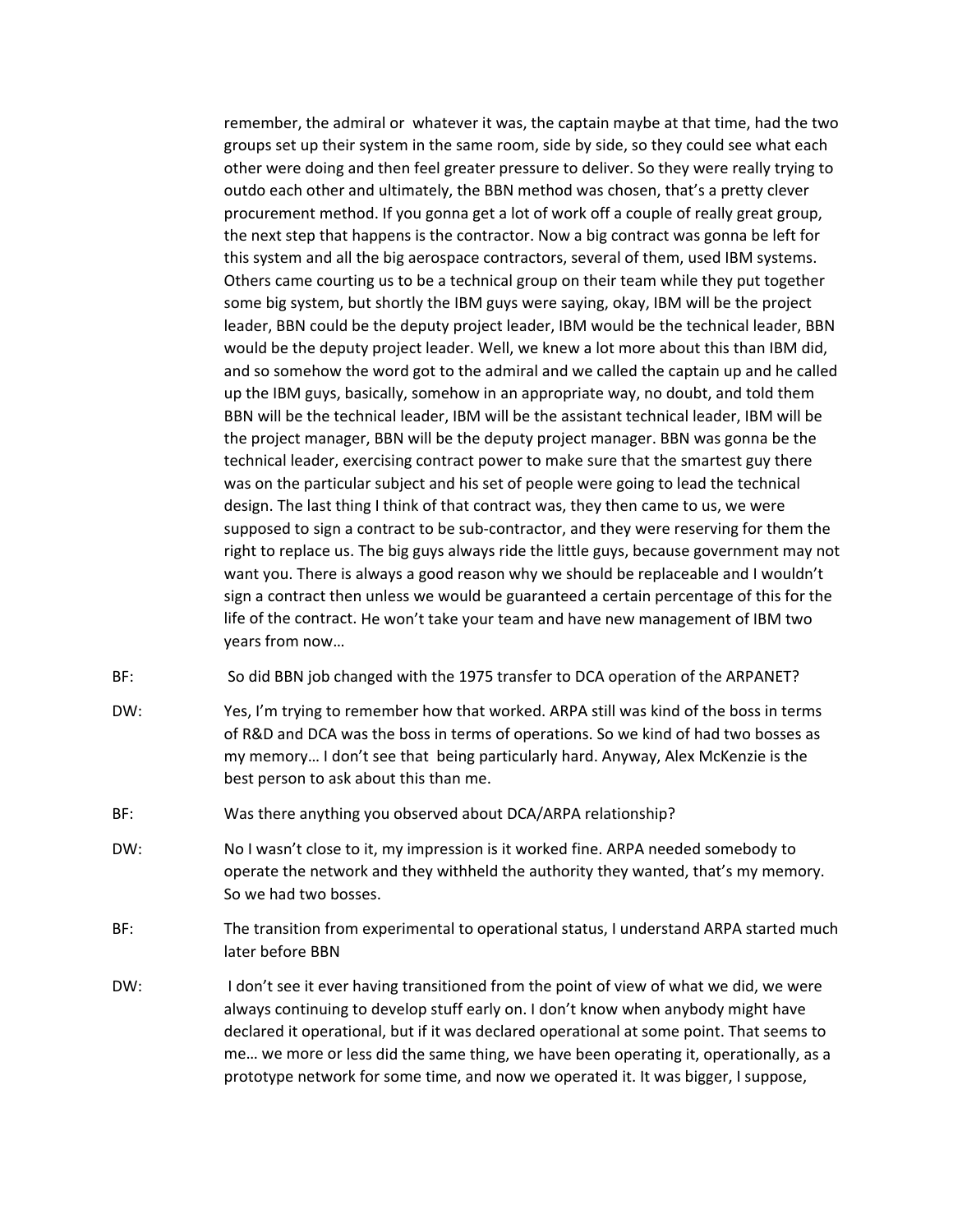remember, the admiral or whatever it was, the captain maybe at that time, had the two groups set up their system in the same room, side by side, so they could see what each other were doing and then feel greater pressure to deliver. So they were really trying to outdo each other and ultimately, the BBN method was chosen, that's a pretty clever procurement method. If you gonna get a lot of work off a couple of really great group, the next step that happens is the contractor. Now a big contract was gonna be left for this system and all the big aerospace contractors, several of them, used IBM systems. Others came courting us to be a technical group on their team while they put together some big system, but shortly the IBM guys were saying, okay, IBM will be the project leader, BBN could be the deputy project leader, IBM would be the technical leader, BBN would be the deputy project leader. Well, we knew a lot more about this than IBM did, and so somehow the word got to the admiral and we called the captain up and he called up the IBM guys, basically, somehow in an appropriate way, no doubt, and told them BBN will be the technical leader, IBM will be the assistant technical leader, IBM will be the project manager, BBN will be the deputy project manager. BBN was gonna be the technical leader, exercising contract power to make sure that the smartest guy there was on the particular subject and his set of people were going to lead the technical design. The last thing I think of that contract was, they then came to us, we were supposed to sign a contract to be sub-contractor, and they were reserving for them the right to replace us. The big guys always ride the little guys, because government may not want you. There is always a good reason why we should be replaceable and I wouldn't sign a contract then unless we would be guaranteed a certain percentage of this for the life of the contract. He won't take your team and have new management of IBM two years from now…

BF: So did BBN job changed with the 1975 transfer to DCA operation of the ARPANET?

DW: Yes, I'm trying to remember how that worked. ARPA still was kind of the boss in terms of R&D and DCA was the boss in terms of operations. So we kind of had two bosses as my memory… I don't see that being particularly hard. Anyway, Alex McKenzie is the best person to ask about this than me.

BF: Was there anything you observed about DCA/ARPA relationship?

DW: No I wasn't close to it, my impression is it worked fine. ARPA needed somebody to operate the network and they withheld the authority they wanted, that's my memory. So we had two bosses.

BF: The transition from experimental to operational status, I understand ARPA started much later before BBN

DW: I don't see it ever having transitioned from the point of view of what we did, we were always continuing to develop stuff early on. I don't know when anybody might have declared it operational, but if it was declared operational at some point. That seems to me… we more or less did the same thing, we have been operating it, operationally, as a prototype network for some time, and now we operated it. It was bigger, I suppose,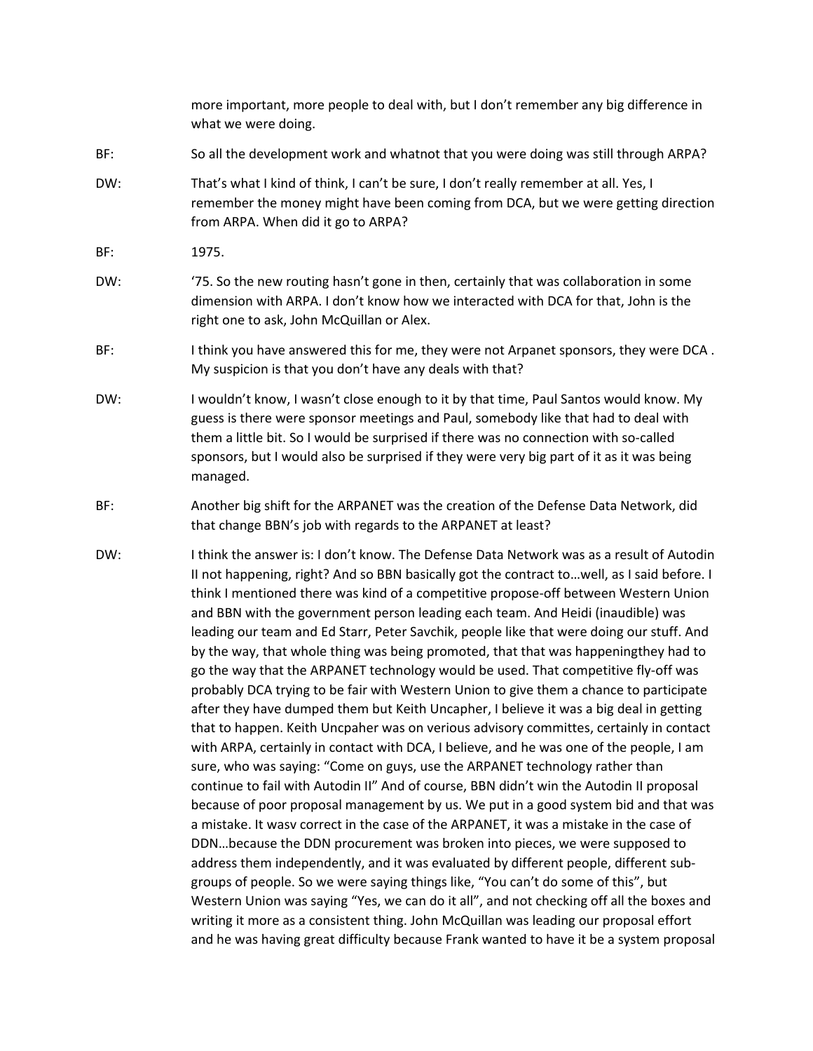more important, more people to deal with, but I don't remember any big difference in what we were doing.

BF: So all the development work and whatnot that you were doing was still through ARPA?

DW: That's what I kind of think, I can't be sure, I don't really remember at all. Yes, I remember the money might have been coming from DCA, but we were getting direction from ARPA. When did it go to ARPA?

BF: 1975.

DW: '75. So the new routing hasn't gone in then, certainly that was collaboration in some dimension with ARPA. I don't know how we interacted with DCA for that, John is the right one to ask, John McQuillan or Alex.

BF: I think you have answered this for me, they were not Arpanet sponsors, they were DCA . My suspicion is that you don't have any deals with that?

DW: I wouldn't know, I wasn't close enough to it by that time, Paul Santos would know. My guess is there were sponsor meetings and Paul, somebody like that had to deal with them a little bit. So I would be surprised if there was no connection with so-called sponsors, but I would also be surprised if they were very big part of it as it was being managed.

BF: Another big shift for the ARPANET was the creation of the Defense Data Network, did that change BBN's job with regards to the ARPANET at least?

DW: I think the answer is: I don't know. The Defense Data Network was as a result of Autodin II not happening, right? And so BBN basically got the contract to…well, as I said before. I think I mentioned there was kind of a competitive propose-off between Western Union and BBN with the government person leading each team. And Heidi (inaudible) was leading our team and Ed Starr, Peter Savchik, people like that were doing our stuff. And by the way, that whole thing was being promoted, that that was happeningthey had to go the way that the ARPANET technology would be used. That competitive fly-off was probably DCA trying to be fair with Western Union to give them a chance to participate after they have dumped them but Keith Uncapher, I believe it was a big deal in getting that to happen. Keith Uncpaher was on verious advisory committes, certainly in contact with ARPA, certainly in contact with DCA, I believe, and he was one of the people, I am sure, who was saying: "Come on guys, use the ARPANET technology rather than continue to fail with Autodin II" And of course, BBN didn't win the Autodin II proposal because of poor proposal management by us. We put in a good system bid and that was a mistake. It wasv correct in the case of the ARPANET, it was a mistake in the case of DDN…because the DDN procurement was broken into pieces, we were supposed to address them independently, and it was evaluated by different people, different sub-groups of people. So we were saying things like, "You can't do some of this", but Western Union was saying "Yes, we can do it all", and not checking off all the boxes and writing it more as a consistent thing. John McQuillan was leading our proposal effort and he was having great difficulty because Frank wanted to have it be a system proposal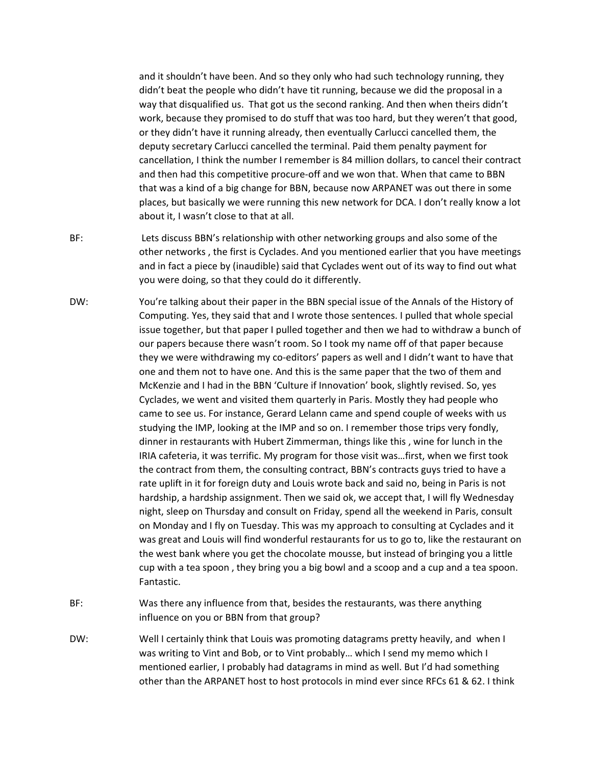and it shouldn't have been. And so they only who had such technology running, they didn't beat the people who didn't have tit running, because we did the proposal in a way that disqualified us. That got us the second ranking. And then when theirs didn't work, because they promised to do stuff that was too hard, but they weren't that good, or they didn't have it running already, then eventually Carlucci cancelled them, the deputy secretary Carlucci cancelled the terminal. Paid them penalty payment for cancellation, I think the number I remember is 84 million dollars, to cancel their contract and then had this competitive procure-off and we won that. When that came to BBN that was a kind of a big change for BBN, because now ARPANET was out there in some places, but basically we were running this new network for DCA. I don't really know a lot about it, I wasn't close to that at all.

BF: Lets discuss BBN's relationship with other networking groups and also some of the other networks , the first is Cyclades. And you mentioned earlier that you have meetings and in fact a piece by (inaudible) said that Cyclades went out of its way to find out what you were doing, so that they could do it differently.

DW: You're talking about their paper in the BBN special issue of the Annals of the History of Computing. Yes, they said that and I wrote those sentences. I pulled that whole special issue together, but that paper I pulled together and then we had to withdraw a bunch of our papers because there wasn't room. So I took my name off of that paper because they we were withdrawing my co-editors' papers as well and I didn't want to have that one and them not to have one. And this is the same paper that the two of them and McKenzie and I had in the BBN 'Culture if Innovation' book, slightly revised. So, yes Cyclades, we went and visited them quarterly in Paris. Mostly they had people who came to see us. For instance, Gerard Lelann came and spend couple of weeks with us studying the IMP, looking at the IMP and so on. I remember those trips very fondly, dinner in restaurants with Hubert Zimmerman, things like this , wine for lunch in the IRIA cafeteria, it was terrific. My program for those visit was…first, when we first took the contract from them, the consulting contract, BBN's contracts guys tried to have a rate uplift in it for foreign duty and Louis wrote back and said no, being in Paris is not hardship, a hardship assignment. Then we said ok, we accept that, I will fly Wednesday night, sleep on Thursday and consult on Friday, spend all the weekend in Paris, consult on Monday and I fly on Tuesday. This was my approach to consulting at Cyclades and it was great and Louis will find wonderful restaurants for us to go to, like the restaurant on the west bank where you get the chocolate mousse, but instead of bringing you a little cup with a tea spoon , they bring you a big bowl and a scoop and a cup and a tea spoon. Fantastic.

BF: Was there any influence from that, besides the restaurants, was there anything influence on you or BBN from that group?

DW: Well I certainly think that Louis was promoting datagrams pretty heavily, and when I was writing to Vint and Bob, or to Vint probably… which I send my memo which I mentioned earlier, I probably had datagrams in mind as well. But I'd had something other than the ARPANET host to host protocols in mind ever since RFCs 61 & 62. I think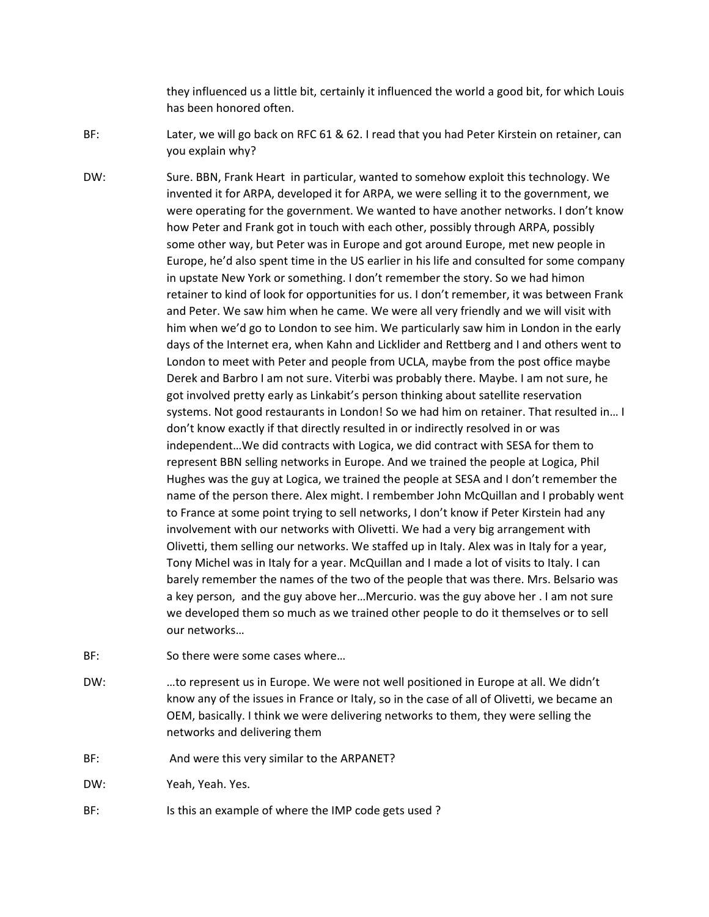they influenced us a little bit, certainly it influenced the world a good bit, for which Louis has been honored often.

BF: Later, we will go back on RFC 61 & 62. I read that you had Peter Kirstein on retainer, can you explain why?

DW: Sure. BBN, Frank Heart in particular, wanted to somehow exploit this technology. We invented it for ARPA, developed it for ARPA, we were selling it to the government, we were operating for the government. We wanted to have another networks. I don't know how Peter and Frank got in touch with each other, possibly through ARPA, possibly some other way, but Peter was in Europe and got around Europe, met new people in Europe, he'd also spent time in the US earlier in his life and consulted for some company in upstate New York or something. I don't remember the story. So we had himon retainer to kind of look for opportunities for us. I don't remember, it was between Frank and Peter. We saw him when he came. We were all very friendly and we will visit with him when we'd go to London to see him. We particularly saw him in London in the early days of the Internet era, when Kahn and Licklider and Rettberg and I and others went to London to meet with Peter and people from UCLA, maybe from the post office maybe Derek and Barbro I am not sure. Viterbi was probably there. Maybe. I am not sure, he got involved pretty early as Linkabit's person thinking about satellite reservation systems. Not good restaurants in London! So we had him on retainer. That resulted in… I don't know exactly if that directly resulted in or indirectly resolved in or was independent…We did contracts with Logica, we did contract with SESA for them to represent BBN selling networks in Europe. And we trained the people at Logica, Phil Hughes was the guy at Logica, we trained the people at SESA and I don't remember the name of the person there. Alex might. I rembember John McQuillan and I probably went to France at some point trying to sell networks, I don't know if Peter Kirstein had any involvement with our networks with Olivetti. We had a very big arrangement with Olivetti, them selling our networks. We staffed up in Italy. Alex was in Italy for a year, Tony Michel was in Italy for a year. McQuillan and I made a lot of visits to Italy. I can barely remember the names of the two of the people that was there. Mrs. Belsario was a key person, and the guy above her…Mercurio. was the guy above her . I am not sure we developed them so much as we trained other people to do it themselves or to sell our networks…

BF: So there were some cases where…

DW: …to represent us in Europe. We were not well positioned in Europe at all. We didn't know any of the issues in France or Italy, so in the case of all of Olivetti, we became an OEM, basically. I think we were delivering networks to them, they were selling the networks and delivering them

BF: And were this very similar to the ARPANET?

DW: Yeah, Yeah. Yes.

BF: Is this an example of where the IMP code gets used ?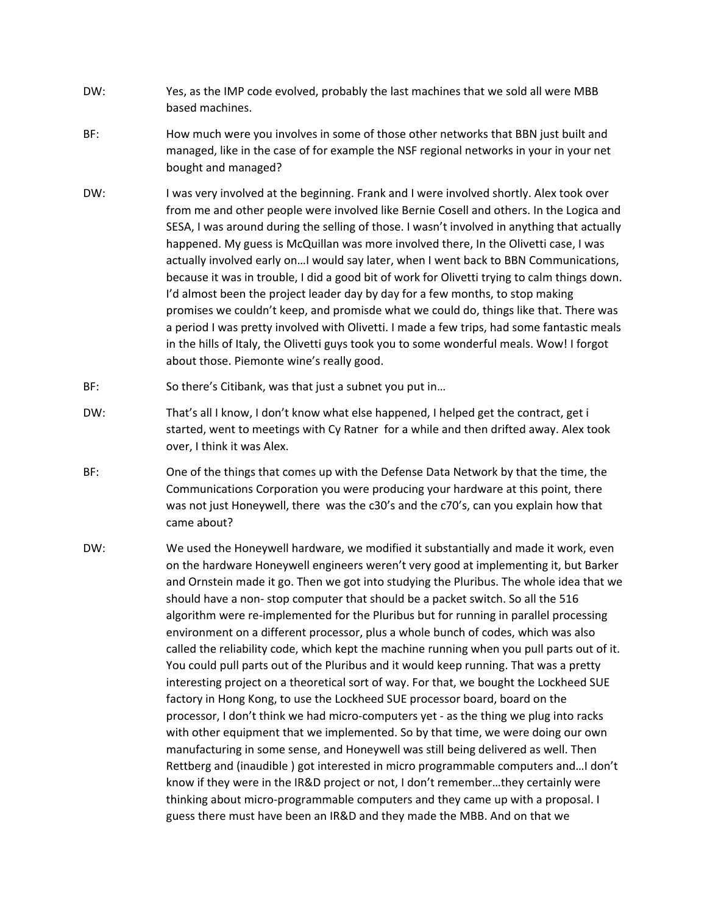DW: Yes, as the IMP code evolved, probably the last machines that we sold all were MBB based machines.

BF: How much were you involves in some of those other networks that BBN just built and managed, like in the case of for example the NSF regional networks in your in your net bought and managed?

DW: I was very involved at the beginning. Frank and I were involved shortly. Alex took over from me and other people were involved like Bernie Cosell and others. In the Logica and SESA, I was around during the selling of those. I wasn't involved in anything that actually happened. My guess is McQuillan was more involved there, In the Olivetti case, I was actually involved early on…I would say later, when I went back to BBN Communications, because it was in trouble, I did a good bit of work for Olivetti trying to calm things down. I'd almost been the project leader day by day for a few months, to stop making promises we couldn't keep, and promisde what we could do, things like that. There was a period I was pretty involved with Olivetti. I made a few trips, had some fantastic meals in the hills of Italy, the Olivetti guys took you to some wonderful meals. Wow! I forgot about those. Piemonte wine's really good.

BF: So there's Citibank, was that just a subnet you put in…

DW: That's all I know, I don't know what else happened, I helped get the contract, get i started, went to meetings with Cy Ratner for a while and then drifted away. Alex took over, I think it was Alex.

BF: One of the things that comes up with the Defense Data Network by that the time, the Communications Corporation you were producing your hardware at this point, there was not just Honeywell, there was the c30's and the c70's, can you explain how that came about?

DW: We used the Honeywell hardware, we modified it substantially and made it work, even on the hardware Honeywell engineers weren't very good at implementing it, but Barker and Ornstein made it go. Then we got into studying the Pluribus. The whole idea that we should have a non- stop computer that should be a packet switch. So all the 516 algorithm were re-implemented for the Pluribus but for running in parallel processing environment on a different processor, plus a whole bunch of codes, which was also called the reliability code, which kept the machine running when you pull parts out of it. You could pull parts out of the Pluribus and it would keep running. That was a pretty interesting project on a theoretical sort of way. For that, we bought the Lockheed SUE factory in Hong Kong, to use the Lockheed SUE processor board, board on the processor, I don't think we had micro-computers yet - as the thing we plug into racks with other equipment that we implemented. So by that time, we were doing our own manufacturing in some sense, and Honeywell was still being delivered as well. Then Rettberg and (inaudible ) got interested in micro programmable computers and…I don't know if they were in the IR&D project or not, I don't remember…they certainly were thinking about micro-programmable computers and they came up with a proposal. I guess there must have been an IR&D and they made the MBB. And on that we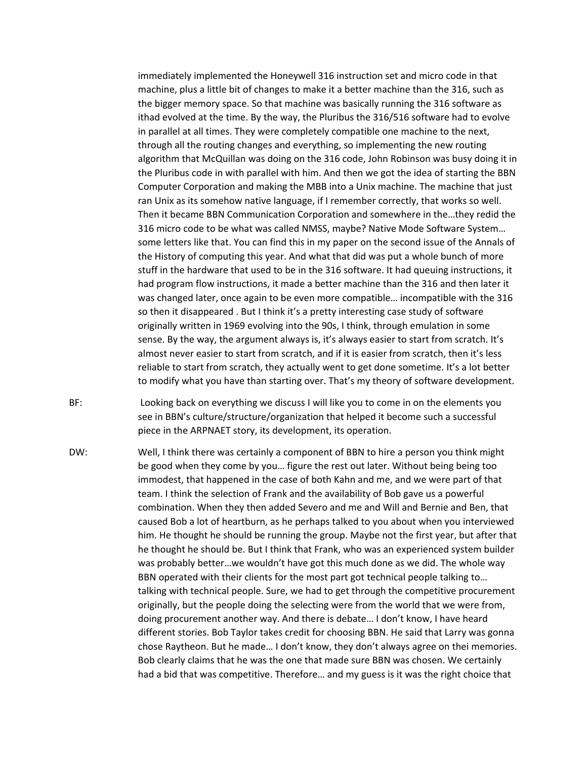immediately implemented the Honeywell 316 instruction set and micro code in that machine, plus a little bit of changes to make it a better machine than the 316, such as the bigger memory space. So that machine was basically running the 316 software as ithad evolved at the time. By the way, the Pluribus the 316/516 software had to evolve in parallel at all times. They were completely compatible one machine to the next, through all the routing changes and everything, so implementing the new routing algorithm that McQuillan was doing on the 316 code, John Robinson was busy doing it in the Pluribus code in with parallel with him. And then we got the idea of starting the BBN Computer Corporation and making the MBB into a Unix machine. The machine that just ran Unix as its somehow native language, if I remember correctly, that works so well. Then it became BBN Communication Corporation and somewhere in the…they redid the 316 micro code to be what was called NMSS, maybe? Native Mode Software System… some letters like that. You can find this in my paper on the second issue of the Annals of the History of computing this year. And what that did was put a whole bunch of more stuff in the hardware that used to be in the 316 software. It had queuing instructions, it had program flow instructions, it made a better machine than the 316 and then later it was changed later, once again to be even more compatible… incompatible with the 316 so then it disappeared . But I think it's a pretty interesting case study of software originally written in 1969 evolving into the 90s, I think, through emulation in some sense. By the way, the argument always is, it's always easier to start from scratch. It's almost never easier to start from scratch, and if it is easier from scratch, then it's less reliable to start from scratch, they actually went to get done sometime. It's a lot better to modify what you have than starting over. That's my theory of software development.

BF: Looking back on everything we discuss I will like you to come in on the elements you see in BBN's culture/structure/organization that helped it become such a successful piece in the ARPNAET story, its development, its operation.

DW: Well, I think there was certainly a component of BBN to hire a person you think might be good when they come by you… figure the rest out later. Without being being too immodest, that happened in the case of both Kahn and me, and we were part of that team. I think the selection of Frank and the availability of Bob gave us a powerful combination. When they then added Severo and me and Will and Bernie and Ben, that caused Bob a lot of heartburn, as he perhaps talked to you about when you interviewed him. He thought he should be running the group. Maybe not the first year, but after that he thought he should be. But I think that Frank, who was an experienced system builder was probably better…we wouldn't have got this much done as we did. The whole way BBN operated with their clients for the most part got technical people talking to… talking with technical people. Sure, we had to get through the competitive procurement originally, but the people doing the selecting were from the world that we were from, doing procurement another way. And there is debate… I don't know, I have heard different stories. Bob Taylor takes credit for choosing BBN. He said that Larry was gonna chose Raytheon. But he made… I don't know, they don't always agree on thei memories. Bob clearly claims that he was the one that made sure BBN was chosen. We certainly had a bid that was competitive. Therefore… and my guess is it was the right choice that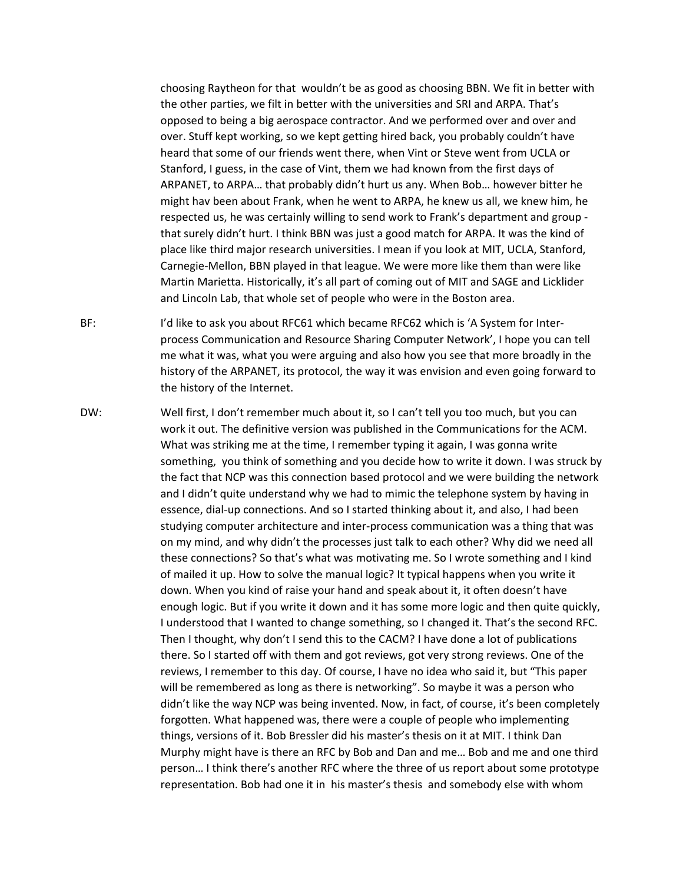choosing Raytheon for that wouldn't be as good as choosing BBN. We fit in better with the other parties, we filt in better with the universities and SRI and ARPA. That's opposed to being a big aerospace contractor. And we performed over and over and over. Stuff kept working, so we kept getting hired back, you probably couldn't have heard that some of our friends went there, when Vint or Steve went from UCLA or Stanford, I guess, in the case of Vint, them we had known from the first days of ARPANET, to ARPA… that probably didn't hurt us any. When Bob… however bitter he might hav been about Frank, when he went to ARPA, he knew us all, we knew him, he respected us, he was certainly willing to send work to Frank's department and group - that surely didn't hurt. I think BBN was just a good match for ARPA. It was the kind of place like third major research universities. I mean if you look at MIT, UCLA, Stanford, Carnegie-Mellon, BBN played in that league. We were more like them than were like Martin Marietta. Historically, it's all part of coming out of MIT and SAGE and Licklider and Lincoln Lab, that whole set of people who were in the Boston area.

BF: I'd like to ask you about RFC61 which became RFC62 which is 'A System for Inter-process Communication and Resource Sharing Computer Network', I hope you can tell me what it was, what you were arguing and also how you see that more broadly in the history of the ARPANET, its protocol, the way it was envision and even going forward to the history of the Internet.

DW: Well first, I don't remember much about it, so I can't tell you too much, but you can work it out. The definitive version was published in the Communications for the ACM. What was striking me at the time, I remember typing it again, I was gonna write something, you think of something and you decide how to write it down. I was struck by the fact that NCP was this connection based protocol and we were building the network and I didn't quite understand why we had to mimic the telephone system by having in essence, dial-up connections. And so I started thinking about it, and also, I had been studying computer architecture and inter-process communication was a thing that was on my mind, and why didn't the processes just talk to each other? Why did we need all these connections? So that's what was motivating me. So I wrote something and I kind of mailed it up. How to solve the manual logic? It typical happens when you write it down. When you kind of raise your hand and speak about it, it often doesn't have enough logic. But if you write it down and it has some more logic and then quite quickly, I understood that I wanted to change something, so I changed it. That's the second RFC. Then I thought, why don't I send this to the CACM? I have done a lot of publications there. So I started off with them and got reviews, got very strong reviews. One of the reviews, I remember to this day. Of course, I have no idea who said it, but "This paper will be remembered as long as there is networking". So maybe it was a person who didn't like the way NCP was being invented. Now, in fact, of course, it's been completely forgotten. What happened was, there were a couple of people who implementing things, versions of it. Bob Bressler did his master's thesis on it at MIT. I think Dan Murphy might have is there an RFC by Bob and Dan and me… Bob and me and one third person… I think there's another RFC where the three of us report about some prototype representation. Bob had one it in his master's thesis and somebody else with whom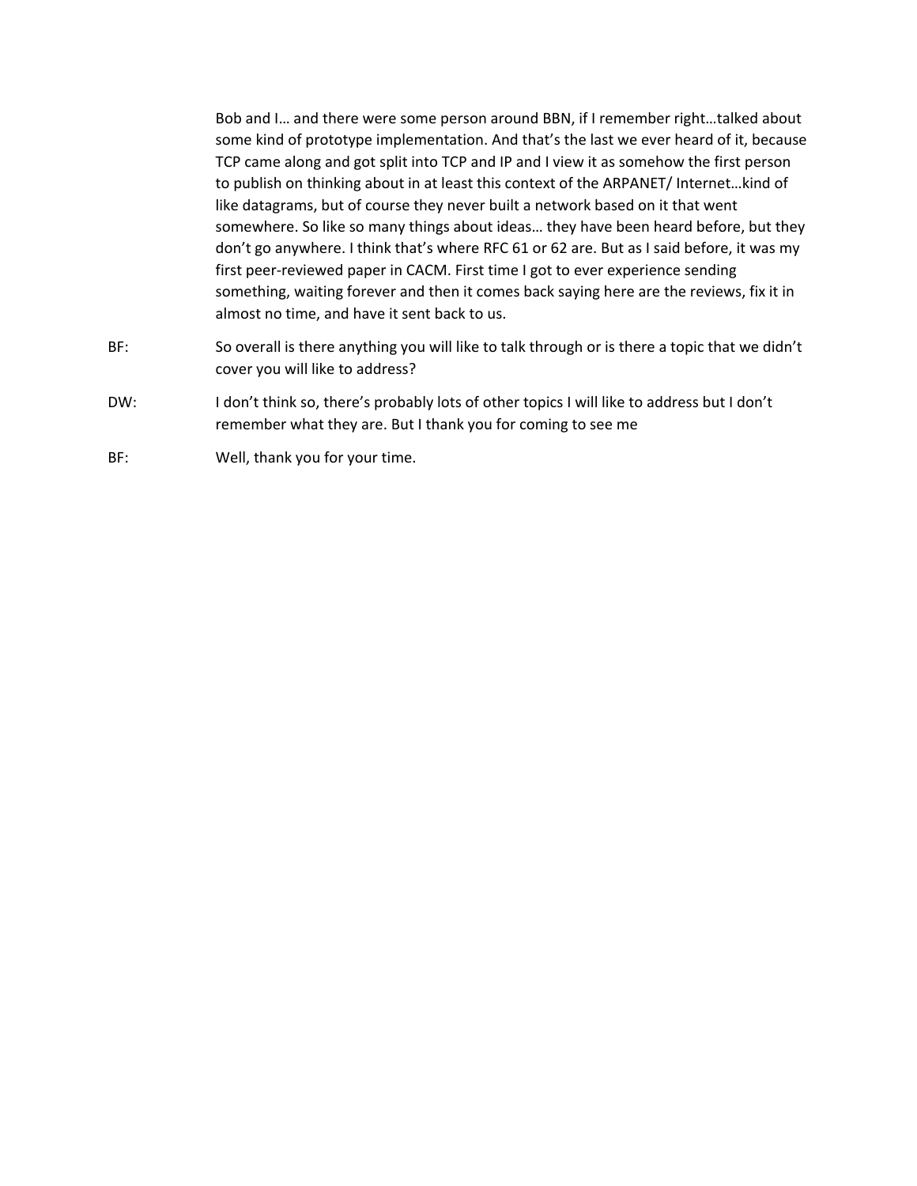Bob and I… and there were some person around BBN, if I remember right…talked about some kind of prototype implementation. And that's the last we ever heard of it, because TCP came along and got split into TCP and IP and I view it as somehow the first person to publish on thinking about in at least this context of the ARPANET/ Internet…kind of like datagrams, but of course they never built a network based on it that went somewhere. So like so many things about ideas… they have been heard before, but they don't go anywhere. I think that's where RFC 61 or 62 are. But as I said before, it was my first peer-reviewed paper in CACM. First time I got to ever experience sending something, waiting forever and then it comes back saying here are the reviews, fix it in almost no time, and have it sent back to us.

BF: So overall is there anything you will like to talk through or is there a topic that we didn't cover you will like to address?

DW: I don't think so, there's probably lots of other topics I will like to address but I don't remember what they are. But I thank you for coming to see me

BF: Well, thank you for your time.